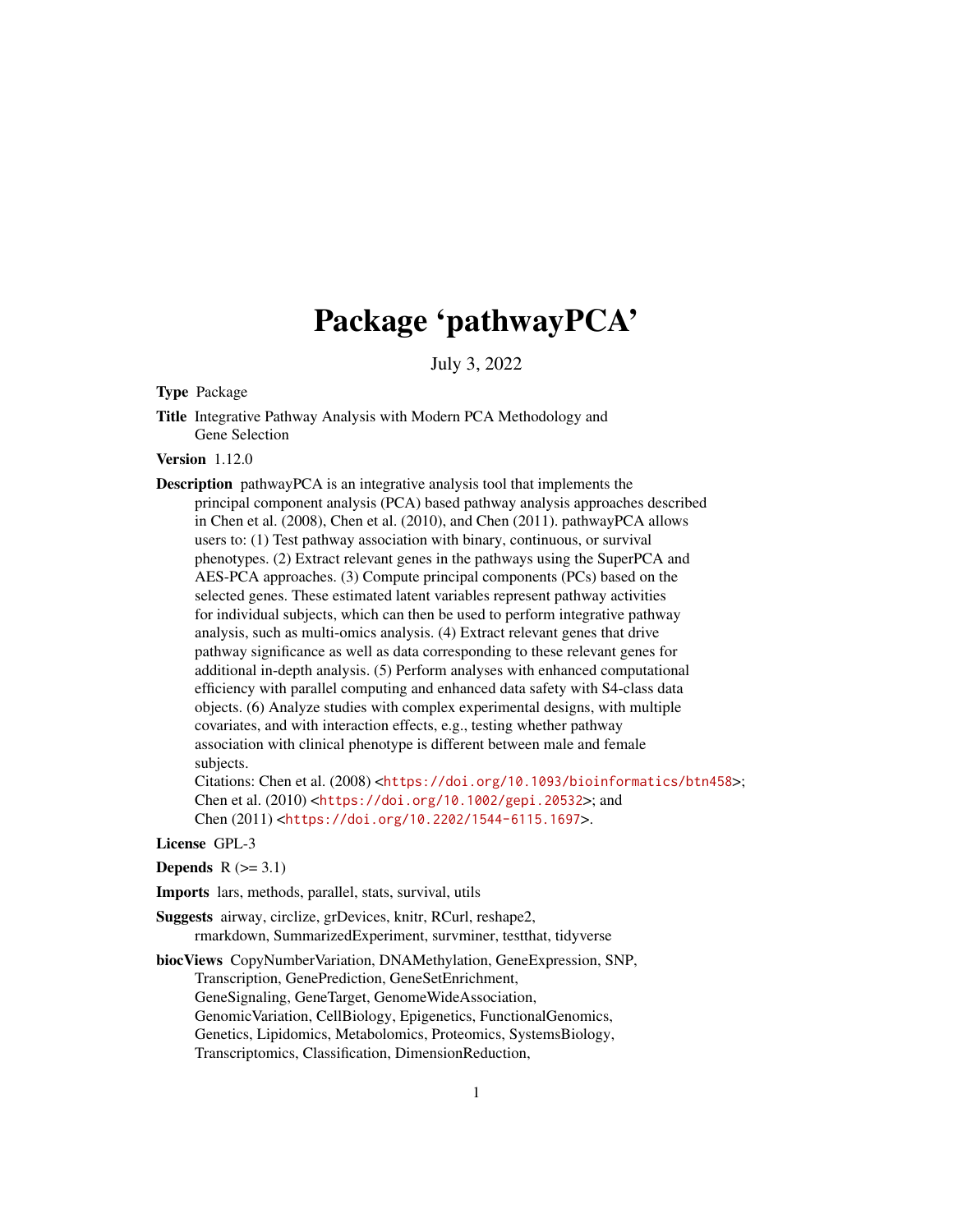# Package 'pathwayPCA'

July 3, 2022

**Type** Package

**Title** Integrative Pathway Analysis with Modern PCA Methodology and Gene Selection

**Version** 1.12.0

**Description** pathwayPCA is an integrative analysis tool that implements the principal component analysis (PCA) based pathway analysis approaches described in Chen et al. (2008), Chen et al. (2010), and Chen (2011). pathwayPCA allows users to: (1) Test pathway association with binary, continuous, or survival phenotypes. (2) Extract relevant genes in the pathways using the SuperPCA and AES-PCA approaches. (3) Compute principal components (PCs) based on the selected genes. These estimated latent variables represent pathway activities for individual subjects, which can then be used to perform integrative pathway analysis, such as multi-omics analysis. (4) Extract relevant genes that drive pathway significance as well as data corresponding to these relevant genes for additional in-depth analysis. (5) Perform analyses with enhanced computational efficiency with parallel computing and enhanced data safety with S4-class data objects. (6) Analyze studies with complex experimental designs, with multiple covariates, and with interaction effects, e.g., testing whether pathway association with clinical phenotype is different between male and female subjects.
Citations: Chen et al. (2008) <https://doi.org/10.1093/bioinformatics/btn458>; Chen et al. (2010) <https://doi.org/10.1002/gepi.20532>; and Chen (2011) <https://doi.org/10.2202/1544-6115.1697>.

**License** GPL-3

**Depends** R (>= 3.1)

**Imports** lars, methods, parallel, stats, survival, utils

**Suggests** airway, circlize, grDevices, knitr, RCurl, reshape2, rmarkdown, SummarizedExperiment, survminer, testthat, tidyverse

**biocViews** CopyNumberVariation, DNAMethylation, GeneExpression, SNP, Transcription, GenePrediction, GeneSetEnrichment, GeneSignaling, GeneTarget, GenomeWideAssociation, GenomicVariation, CellBiology, Epigenetics, FunctionalGenomics, Genetics, Lipidomics, Metabolomics, Proteomics, SystemsBiology, Transcriptomics, Classification, DimensionReduction,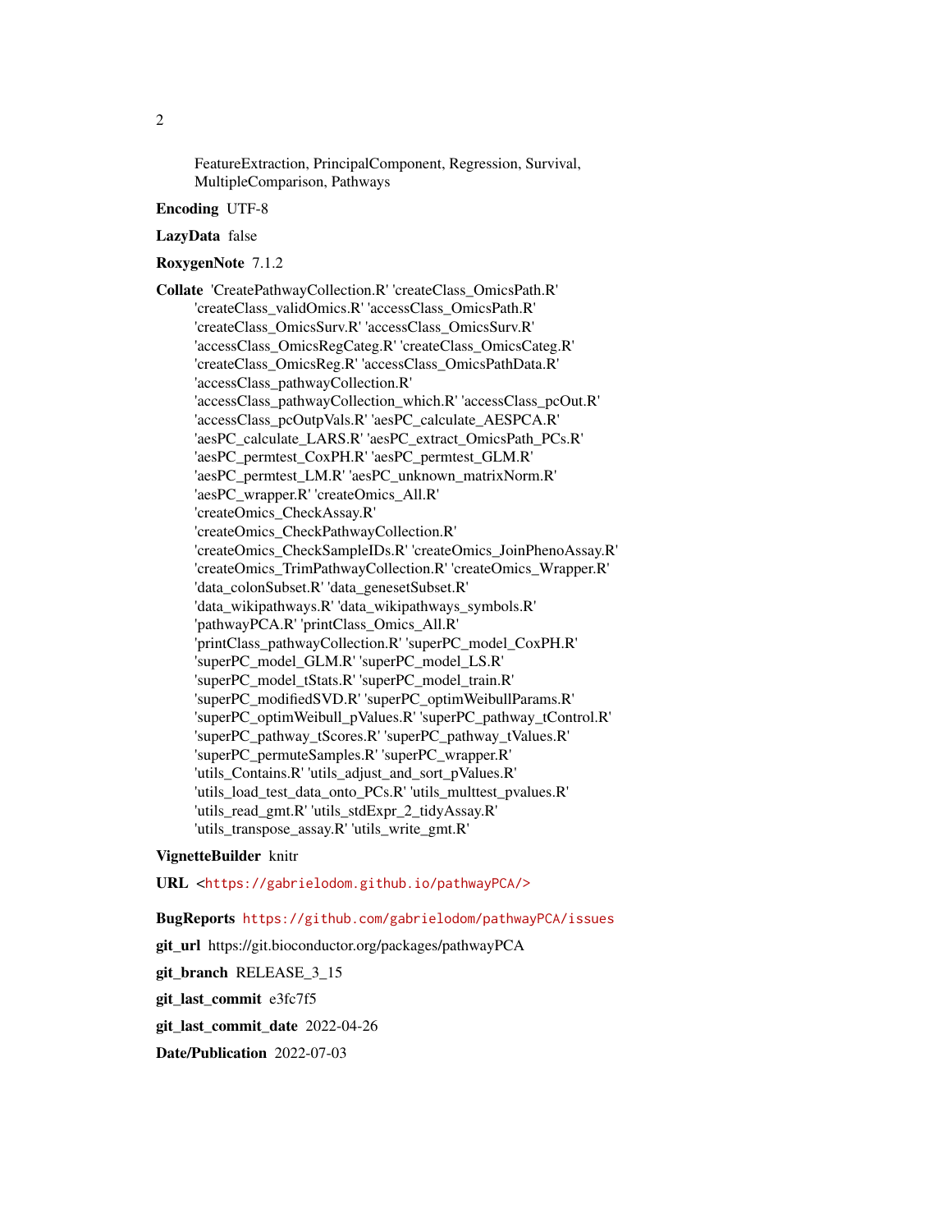FeatureExtraction, PrincipalComponent, Regression, Survival, MultipleComparison, Pathways

**Encoding** UTF-8

**LazyData** false

**RoxygenNote** 7.1.2

**Collate** 'CreatePathwayCollection.R' 'createClass_OmicsPath.R' 'createClass_validOmics.R' 'accessClass_OmicsPath.R' 'createClass_OmicsSurv.R' 'accessClass_OmicsSurv.R' 'accessClass_OmicsRegCateg.R' 'createClass_OmicsCateg.R' 'createClass_OmicsReg.R' 'accessClass_OmicsPathData.R' 'accessClass_pathwayCollection.R' 'accessClass_pathwayCollection_which.R' 'accessClass_pcOut.R' 'accessClass_pcOutpVals.R' 'aesPC_calculate_AESPCA.R' 'aesPC_calculate_LARS.R' 'aesPC_extract_OmicsPath_PCs.R' 'aesPC_permtest_CoxPH.R' 'aesPC_permtest_GLM.R' 'aesPC_permtest_LM.R' 'aesPC_unknown_matrixNorm.R' 'aesPC_wrapper.R' 'createOmics_All.R' 'createOmics_CheckAssay.R' 'createOmics_CheckPathwayCollection.R' 'createOmics_CheckSampleIDs.R' 'createOmics_JoinPhenoAssay.R' 'createOmics_TrimPathwayCollection.R' 'createOmics_Wrapper.R' 'data_colonSubset.R' 'data_genesetSubset.R' 'data_wikipathways.R' 'data_wikipathways_symbols.R' 'pathwayPCA.R' 'printClass_Omics_All.R' 'printClass_pathwayCollection.R' 'superPC_model_CoxPH.R' 'superPC_model_GLM.R' 'superPC_model_LS.R' 'superPC_model_tStats.R' 'superPC_model_train.R' 'superPC_modifiedSVD.R' 'superPC_optimWeibullParams.R' 'superPC_optimWeibull_pValues.R' 'superPC_pathway_tControl.R' 'superPC_pathway_tScores.R' 'superPC_pathway_tValues.R' 'superPC_permuteSamples.R' 'superPC_wrapper.R' 'utils_Contains.R' 'utils_adjust_and_sort_pValues.R' 'utils_load_test_data_onto_PCs.R' 'utils_multtest_pvalues.R' 'utils_read_gmt.R' 'utils_stdExpr_2_tidyAssay.R' 'utils_transpose_assay.R' 'utils_write_gmt.R'

**VignetteBuilder** knitr

**URL** <https://gabrielodom.github.io/pathwayPCA/>

**BugReports** https://github.com/gabrielodom/pathwayPCA/issues

**git_url** https://git.bioconductor.org/packages/pathwayPCA

**git_branch** RELEASE_3_15

**git_last_commit** e3fc7f5

**git_last_commit_date** 2022-04-26

**Date/Publication** 2022-07-03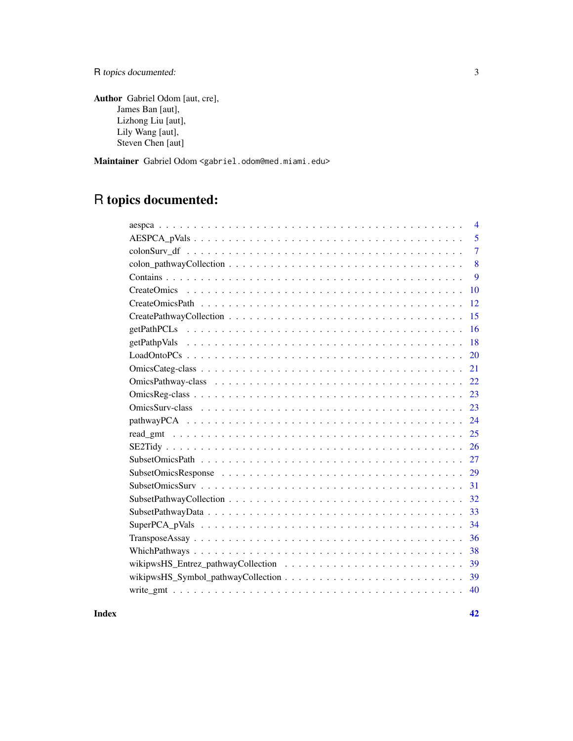**Author** Gabriel Odom [aut, cre],
James Ban [aut],
Lizhong Liu [aut],
Lily Wang [aut],
Steven Chen [aut]

**Maintainer** Gabriel Odom <gabriel.odom@med.miami.edu>

# R topics documented:

| | |
|---|---|
| aespca | 4 |
| AESPCA_pVals | 5 |
| colonSurv_df | 7 |
| colon_pathwayCollection | 8 |
| Contains | 9 |
| CreateOmics | 10 |
| CreateOmicsPath | 12 |
| CreatePathwayCollection | 15 |
| getPathPCLs | 16 |
| getPathpVals | 18 |
| LoadOntoPCs | 20 |
| OmicsCateg-class | 21 |
| OmicsPathway-class | 22 |
| OmicsReg-class | 23 |
| OmicsSurv-class | 23 |
| pathwayPCA | 24 |
| read_gmt | 25 |
| SE2Tidy | 26 |
| SubsetOmicsPath | 27 |
| SubsetOmicsResponse | 29 |
| SubsetOmicsSurv | 31 |
| SubsetPathwayCollection | 32 |
| SubsetPathwayData | 33 |
| SuperPCA_pVals | 34 |
| TransposeAssay | 36 |
| WhichPathways | 38 |
| wikipwsHS_Entrez_pathwayCollection | 39 |
| wikipwsHS_Symbol_pathwayCollection | 39 |
| write_gmt | 40 |
| **Index** | **42** |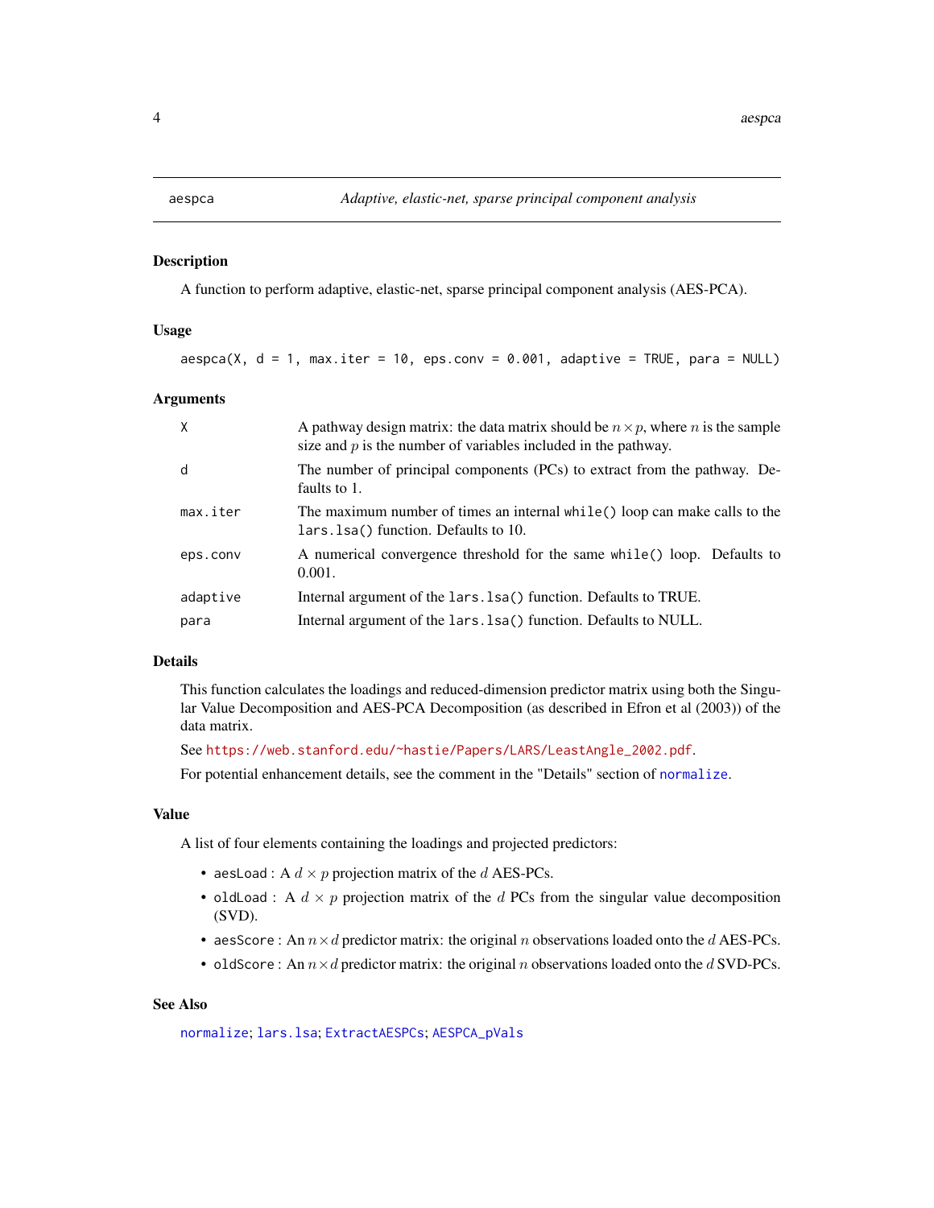# aespca — *Adaptive, elastic-net, sparse principal component analysis*

## Description

A function to perform adaptive, elastic-net, sparse principal component analysis (AES-PCA).

## Usage

```
aespca(X, d = 1, max.iter = 10, eps.conv = 0.001, adaptive = TRUE, para = NULL)
```

## Arguments

| | |
|---|---|
| `X` | A pathway design matrix: the data matrix should be $n \times p$, where $n$ is the sample size and $p$ is the number of variables included in the pathway. |
| `d` | The number of principal components (PCs) to extract from the pathway. Defaults to 1. |
| `max.iter` | The maximum number of times an internal `while()` loop can make calls to the `lars.lsa()` function. Defaults to 10. |
| `eps.conv` | A numerical convergence threshold for the same `while()` loop. Defaults to 0.001. |
| `adaptive` | Internal argument of the `lars.lsa()` function. Defaults to TRUE. |
| `para` | Internal argument of the `lars.lsa()` function. Defaults to NULL. |

## Details

This function calculates the loadings and reduced-dimension predictor matrix using both the Singular Value Decomposition and AES-PCA Decomposition (as described in Efron et al (2003)) of the data matrix.

See https://web.stanford.edu/~hastie/Papers/LARS/LeastAngle_2002.pdf.

For potential enhancement details, see the comment in the "Details" section of `normalize`.

## Value

A list of four elements containing the loadings and projected predictors:

- `aesLoad` : A $d \times p$ projection matrix of the $d$ AES-PCs.
- `oldLoad` : A $d \times p$ projection matrix of the $d$ PCs from the singular value decomposition (SVD).
- `aesScore` : An $n \times d$ predictor matrix: the original $n$ observations loaded onto the $d$ AES-PCs.
- `oldScore` : An $n \times d$ predictor matrix: the original $n$ observations loaded onto the $d$ SVD-PCs.

## See Also

`normalize`; `lars.lsa`; `ExtractAESPCs`; `AESPCA_pVals`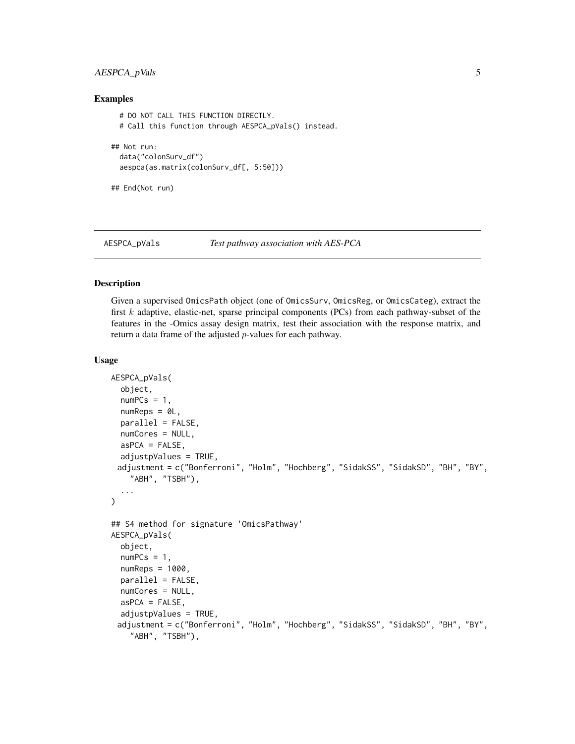### Examples

```
# DO NOT CALL THIS FUNCTION DIRECTLY.
# Call this function through AESPCA_pVals() instead.

## Not run:
  data("colonSurv_df")
  aespca(as.matrix(colonSurv_df[, 5:50]))

## End(Not run)
```

---

## AESPCA_pVals — *Test pathway association with AES-PCA*

---

### Description

Given a supervised OmicsPath object (one of OmicsSurv, OmicsReg, or OmicsCateg), extract the first $k$ adaptive, elastic-net, sparse principal components (PCs) from each pathway-subset of the features in the -Omics assay design matrix, test their association with the response matrix, and return a data frame of the adjusted $p$-values for each pathway.

### Usage

```
AESPCA_pVals(
  object,
  numPCs = 1,
  numReps = 0L,
  parallel = FALSE,
  numCores = NULL,
  asPCA = FALSE,
  adjustpValues = TRUE,
  adjustment = c("Bonferroni", "Holm", "Hochberg", "SidakSS", "SidakSD", "BH", "BY",
    "ABH", "TSBH"),
  ...
)

## S4 method for signature 'OmicsPathway'
AESPCA_pVals(
  object,
  numPCs = 1,
  numReps = 1000,
  parallel = FALSE,
  numCores = NULL,
  asPCA = FALSE,
  adjustpValues = TRUE,
  adjustment = c("Bonferroni", "Holm", "Hochberg", "SidakSS", "SidakSD", "BH", "BY",
    "ABH", "TSBH"),
```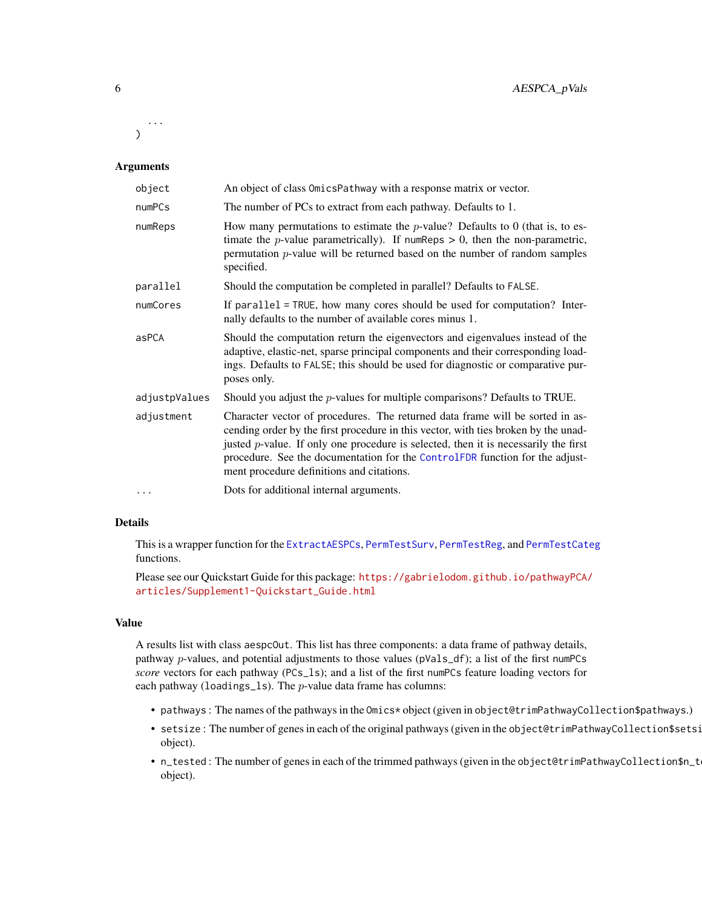```
  ...
)
```

### Arguments

| | |
|---|---|
| `object` | An object of class `OmicsPathway` with a response matrix or vector. |
| `numPCs` | The number of PCs to extract from each pathway. Defaults to 1. |
| `numReps` | How many permutations to estimate the $p$-value? Defaults to 0 (that is, to estimate the $p$-value parametrically). If `numReps` > 0, then the non-parametric, permutation $p$-value will be returned based on the number of random samples specified. |
| `parallel` | Should the computation be completed in parallel? Defaults to `FALSE`. |
| `numCores` | If `parallel = TRUE`, how many cores should be used for computation? Internally defaults to the number of available cores minus 1. |
| `asPCA` | Should the computation return the eigenvectors and eigenvalues instead of the adaptive, elastic-net, sparse principal components and their corresponding loadings. Defaults to `FALSE`; this should be used for diagnostic or comparative purposes only. |
| `adjustpValues` | Should you adjust the $p$-values for multiple comparisons? Defaults to TRUE. |
| `adjustment` | Character vector of procedures. The returned data frame will be sorted in ascending order by the first procedure in this vector, with ties broken by the unadjusted $p$-value. If only one procedure is selected, then it is necessarily the first procedure. See the documentation for the `ControlFDR` function for the adjustment procedure definitions and citations. |
| `...` | Dots for additional internal arguments. |

### Details

This is a wrapper function for the `ExtractAESPCs`, `PermTestSurv`, `PermTestReg`, and `PermTestCateg` functions.

Please see our Quickstart Guide for this package: https://gabrielodom.github.io/pathwayPCA/articles/Supplement1-Quickstart_Guide.html

### Value

A results list with class `aespcOut`. This list has three components: a data frame of pathway details, pathway $p$-values, and potential adjustments to those values (`pVals_df`); a list of the first `numPCs` *score* vectors for each pathway (`PCs_ls`); and a list of the first `numPCs` feature loading vectors for each pathway (`loadings_ls`). The $p$-value data frame has columns:

- `pathways` : The names of the pathways in the `Omics*` object (given in `object@trimPathwayCollection$pathways`.)
- `setsize` : The number of genes in each of the original pathways (given in the `object@trimPathwayCollection$setsi` object).
- `n_tested` : The number of genes in each of the trimmed pathways (given in the `object@trimPathwayCollection$n_t` object).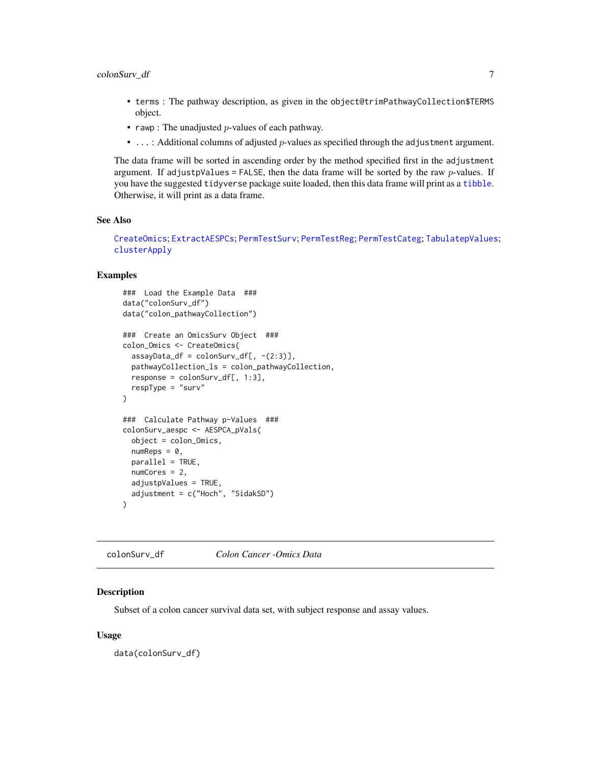- `terms` : The pathway description, as given in the `object@trimPathwayCollection$TERMS` object.
- `rawp` : The unadjusted $p$-values of each pathway.
- `...` : Additional columns of adjusted $p$-values as specified through the `adjustment` argument.

The data frame will be sorted in ascending order by the method specified first in the `adjustment` argument. If `adjustpValues = FALSE`, then the data frame will be sorted by the raw $p$-values. If you have the suggested `tidyverse` package suite loaded, then this data frame will print as a `tibble`. Otherwise, it will print as a data frame.

### See Also

`CreateOmics`; `ExtractAESPCs`; `PermTestSurv`; `PermTestReg`; `PermTestCateg`; `TabulatepValues`; `clusterApply`

### Examples

```
###  Load the Example Data  ###
data("colonSurv_df")
data("colon_pathwayCollection")

###  Create an OmicsSurv Object  ###
colon_Omics <- CreateOmics(
  assayData_df = colonSurv_df[, -(2:3)],
  pathwayCollection_ls = colon_pathwayCollection,
  response = colonSurv_df[, 1:3],
  respType = "surv"
)

###  Calculate Pathway p-Values  ###
colonSurv_aespc <- AESPCA_pVals(
  object = colon_Omics,
  numReps = 0,
  parallel = TRUE,
  numCores = 2,
  adjustpValues = TRUE,
  adjustment = c("Hoch", "SidakSD")
)
```

---

## colonSurv_df &nbsp;&nbsp;&nbsp;&nbsp; *Colon Cancer -Omics Data*

### Description

Subset of a colon cancer survival data set, with subject response and assay values.

### Usage

```
data(colonSurv_df)
```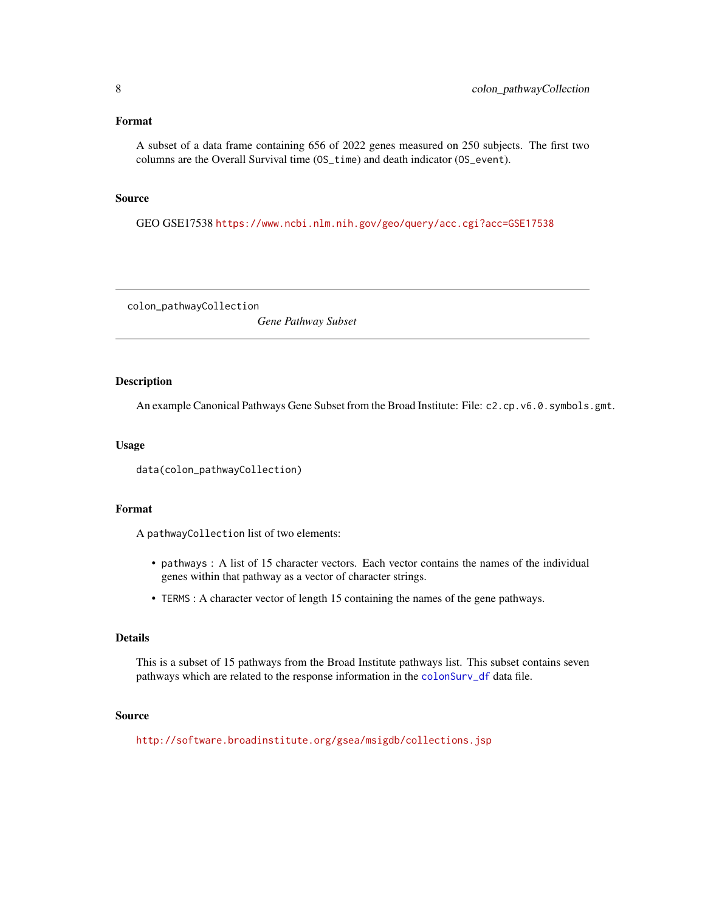## Format

A subset of a data frame containing 656 of 2022 genes measured on 250 subjects. The first two columns are the Overall Survival time (`OS_time`) and death indicator (`OS_event`).

## Source

GEO GSE17538 https://www.ncbi.nlm.nih.gov/geo/query/acc.cgi?acc=GSE17538

---

# colon_pathwayCollection *Gene Pathway Subset*

---

## Description

An example Canonical Pathways Gene Subset from the Broad Institute: File: `c2.cp.v6.0.symbols.gmt`.

## Usage

```
data(colon_pathwayCollection)
```

## Format

A `pathwayCollection` list of two elements:

- `pathways` : A list of 15 character vectors. Each vector contains the names of the individual genes within that pathway as a vector of character strings.
- `TERMS` : A character vector of length 15 containing the names of the gene pathways.

## Details

This is a subset of 15 pathways from the Broad Institute pathways list. This subset contains seven pathways which are related to the response information in the `colonSurv_df` data file.

## Source

http://software.broadinstitute.org/gsea/msigdb/collections.jsp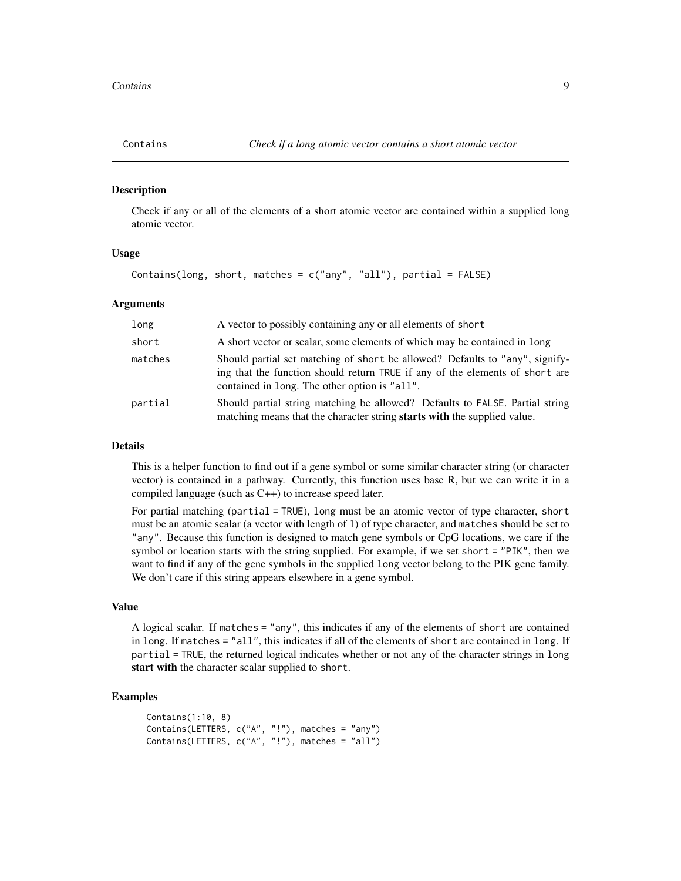# Contains — *Check if a long atomic vector contains a short atomic vector*

## Description

Check if any or all of the elements of a short atomic vector are contained within a supplied long atomic vector.

## Usage

```
Contains(long, short, matches = c("any", "all"), partial = FALSE)
```

## Arguments

| | |
|---|---|
| `long` | A vector to possibly containing any or all elements of `short` |
| `short` | A short vector or scalar, some elements of which may be contained in `long` |
| `matches` | Should partial set matching of `short` be allowed? Defaults to `"any"`, signifying that the function should return `TRUE` if any of the elements of `short` are contained in `long`. The other option is `"all"`. |
| `partial` | Should partial string matching be allowed? Defaults to `FALSE`. Partial string matching means that the character string **starts with** the supplied value. |

## Details

This is a helper function to find out if a gene symbol or some similar character string (or character vector) is contained in a pathway. Currently, this function uses base R, but we can write it in a compiled language (such as C++) to increase speed later.

For partial matching (`partial = TRUE`), `long` must be an atomic vector of type character, `short` must be an atomic scalar (a vector with length of 1) of type character, and `matches` should be set to `"any"`. Because this function is designed to match gene symbols or CpG locations, we care if the symbol or location starts with the string supplied. For example, if we set `short = "PIK"`, then we want to find if any of the gene symbols in the supplied `long` vector belong to the PIK gene family. We don't care if this string appears elsewhere in a gene symbol.

## Value

A logical scalar. If `matches = "any"`, this indicates if any of the elements of `short` are contained in `long`. If `matches = "all"`, this indicates if all of the elements of `short` are contained in `long`. If `partial = TRUE`, the returned logical indicates whether or not any of the character strings in `long` **start with** the character scalar supplied to `short`.

## Examples

```
Contains(1:10, 8)
Contains(LETTERS, c("A", "!"), matches = "any")
Contains(LETTERS, c("A", "!"), matches = "all")
```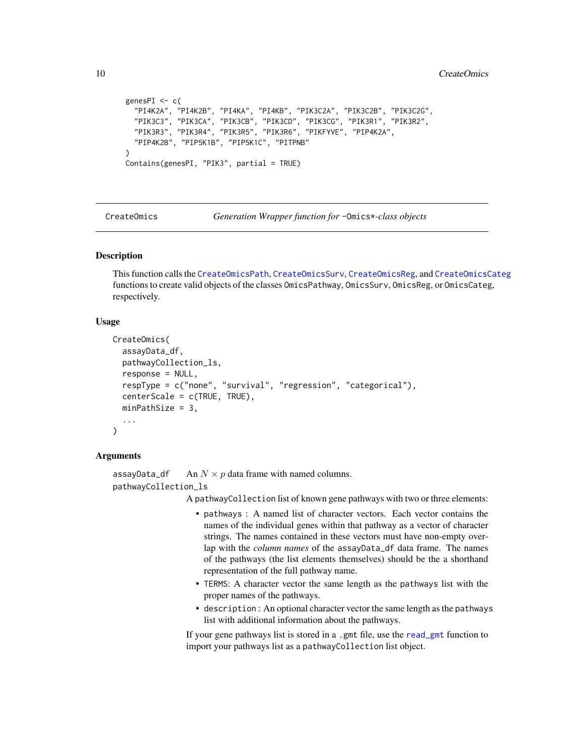```
genesPI <- c(
  "PI4K2A", "PI4K2B", "PI4KA", "PI4KB", "PIK3C2A", "PIK3C2B", "PIK3C2G",
  "PIK3C3", "PIK3CA", "PIK3CB", "PIK3CD", "PIK3CG", "PIK3R1", "PIK3R2",
  "PIK3R3", "PIK3R4", "PIK3R5", "PIK3R6", "PIKFYVE", "PIP4K2A",
  "PIP4K2B", "PIP5K1B", "PIP5K1C", "PITPNB"
)
Contains(genesPI, "PIK3", partial = TRUE)
```

## CreateOmics — *Generation Wrapper function for* `-Omics*`*-class objects*

### Description

This function calls the `CreateOmicsPath`, `CreateOmicsSurv`, `CreateOmicsReg`, and `CreateOmicsCateg` functions to create valid objects of the classes `OmicsPathway`, `OmicsSurv`, `OmicsReg`, or `OmicsCateg`, respectively.

### Usage

```
CreateOmics(
  assayData_df,
  pathwayCollection_ls,
  response = NULL,
  respType = c("none", "survival", "regression", "categorical"),
  centerScale = c(TRUE, TRUE),
  minPathSize = 3,
  ...
)
```

### Arguments

`assayData_df` An $N \times p$ data frame with named columns.

`pathwayCollection_ls`
A `pathwayCollection` list of known gene pathways with two or three elements:

- `pathways` : A named list of character vectors. Each vector contains the names of the individual genes within that pathway as a vector of character strings. The names contained in these vectors must have non-empty overlap with the *column names* of the `assayData_df` data frame. The names of the pathways (the list elements themselves) should be the a shorthand representation of the full pathway name.
- `TERMS`: A character vector the same length as the `pathways` list with the proper names of the pathways.
- `description` : An optional character vector the same length as the `pathways` list with additional information about the pathways.

If your gene pathways list is stored in a `.gmt` file, use the `read_gmt` function to import your pathways list as a `pathwayCollection` list object.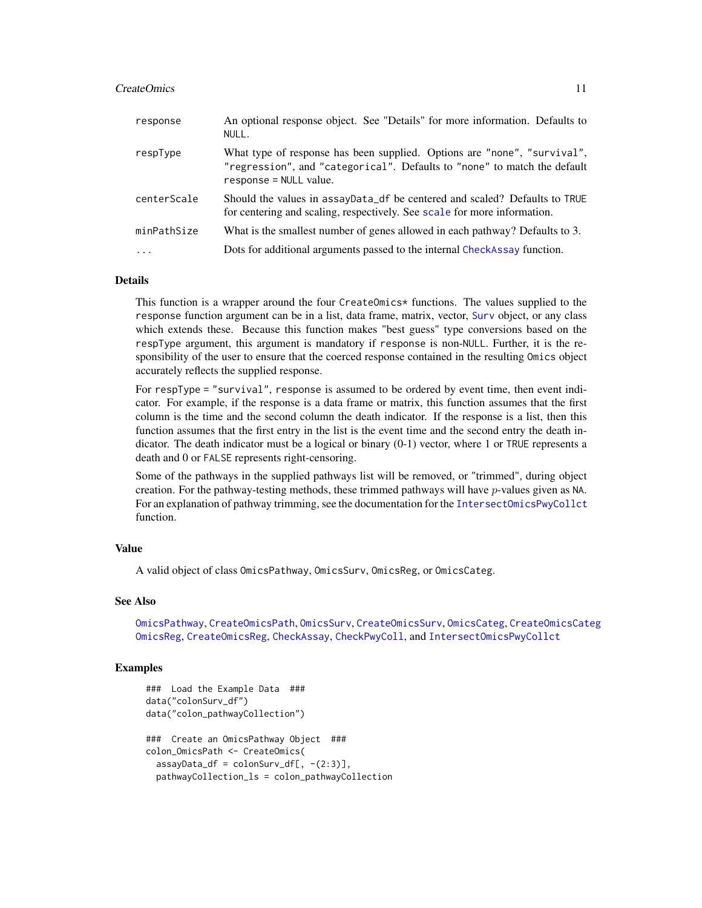| | |
|---|---|
| response | An optional response object. See "Details" for more information. Defaults to NULL. |
| respType | What type of response has been supplied. Options are "none", "survival", "regression", and "categorical". Defaults to "none" to match the default response = NULL value. |
| centerScale | Should the values in assayData_df be centered and scaled? Defaults to TRUE for centering and scaling, respectively. See scale for more information. |
| minPathSize | What is the smallest number of genes allowed in each pathway? Defaults to 3. |
| ... | Dots for additional arguments passed to the internal CheckAssay function. |

## Details

This function is a wrapper around the four CreateOmics* functions. The values supplied to the response function argument can be in a list, data frame, matrix, vector, Surv object, or any class which extends these. Because this function makes "best guess" type conversions based on the respType argument, this argument is mandatory if response is non-NULL. Further, it is the responsibility of the user to ensure that the coerced response contained in the resulting Omics object accurately reflects the supplied response.

For respType = "survival", response is assumed to be ordered by event time, then event indicator. For example, if the response is a data frame or matrix, this function assumes that the first column is the time and the second column the death indicator. If the response is a list, then this function assumes that the first entry in the list is the event time and the second entry the death indicator. The death indicator must be a logical or binary (0-1) vector, where 1 or TRUE represents a death and 0 or FALSE represents right-censoring.

Some of the pathways in the supplied pathways list will be removed, or "trimmed", during object creation. For the pathway-testing methods, these trimmed pathways will have $p$-values given as NA. For an explanation of pathway trimming, see the documentation for the IntersectOmicsPwyCollct function.

## Value

A valid object of class OmicsPathway, OmicsSurv, OmicsReg, or OmicsCateg.

## See Also

OmicsPathway, CreateOmicsPath, OmicsSurv, CreateOmicsSurv, OmicsCateg, CreateOmicsCateg OmicsReg, CreateOmicsReg, CheckAssay, CheckPwyColl, and IntersectOmicsPwyCollct

## Examples

```
###  Load the Example Data  ###
data("colonSurv_df")
data("colon_pathwayCollection")

###  Create an OmicsPathway Object  ###
colon_OmicsPath <- CreateOmics(
  assayData_df = colonSurv_df[, -(2:3)],
  pathwayCollection_ls = colon_pathwayCollection
```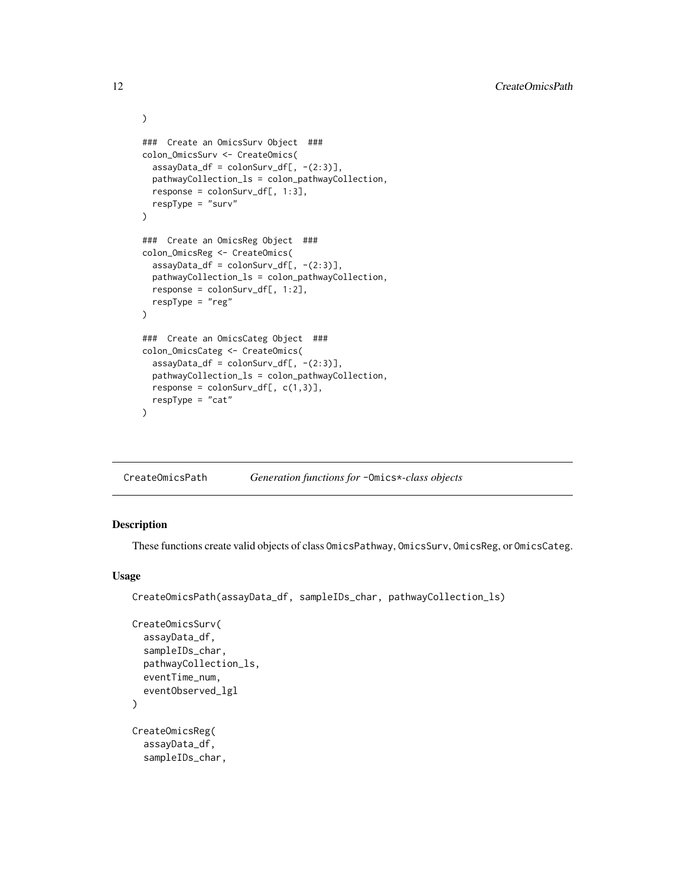```
)

###  Create an OmicsSurv Object  ###
colon_OmicsSurv <- CreateOmics(
  assayData_df = colonSurv_df[, -(2:3)],
  pathwayCollection_ls = colon_pathwayCollection,
  response = colonSurv_df[, 1:3],
  respType = "surv"
)

###  Create an OmicsReg Object  ###
colon_OmicsReg <- CreateOmics(
  assayData_df = colonSurv_df[, -(2:3)],
  pathwayCollection_ls = colon_pathwayCollection,
  response = colonSurv_df[, 1:2],
  respType = "reg"
)

###  Create an OmicsCateg Object  ###
colon_OmicsCateg <- CreateOmics(
  assayData_df = colonSurv_df[, -(2:3)],
  pathwayCollection_ls = colon_pathwayCollection,
  response = colonSurv_df[, c(1,3)],
  respType = "cat"
)
```

---

`CreateOmicsPath` *Generation functions for* `-Omics*`*-class objects*

---

## Description

These functions create valid objects of class `OmicsPathway`, `OmicsSurv`, `OmicsReg`, or `OmicsCateg`.

## Usage

```
CreateOmicsPath(assayData_df, sampleIDs_char, pathwayCollection_ls)

CreateOmicsSurv(
  assayData_df,
  sampleIDs_char,
  pathwayCollection_ls,
  eventTime_num,
  eventObserved_lgl
)

CreateOmicsReg(
  assayData_df,
  sampleIDs_char,
```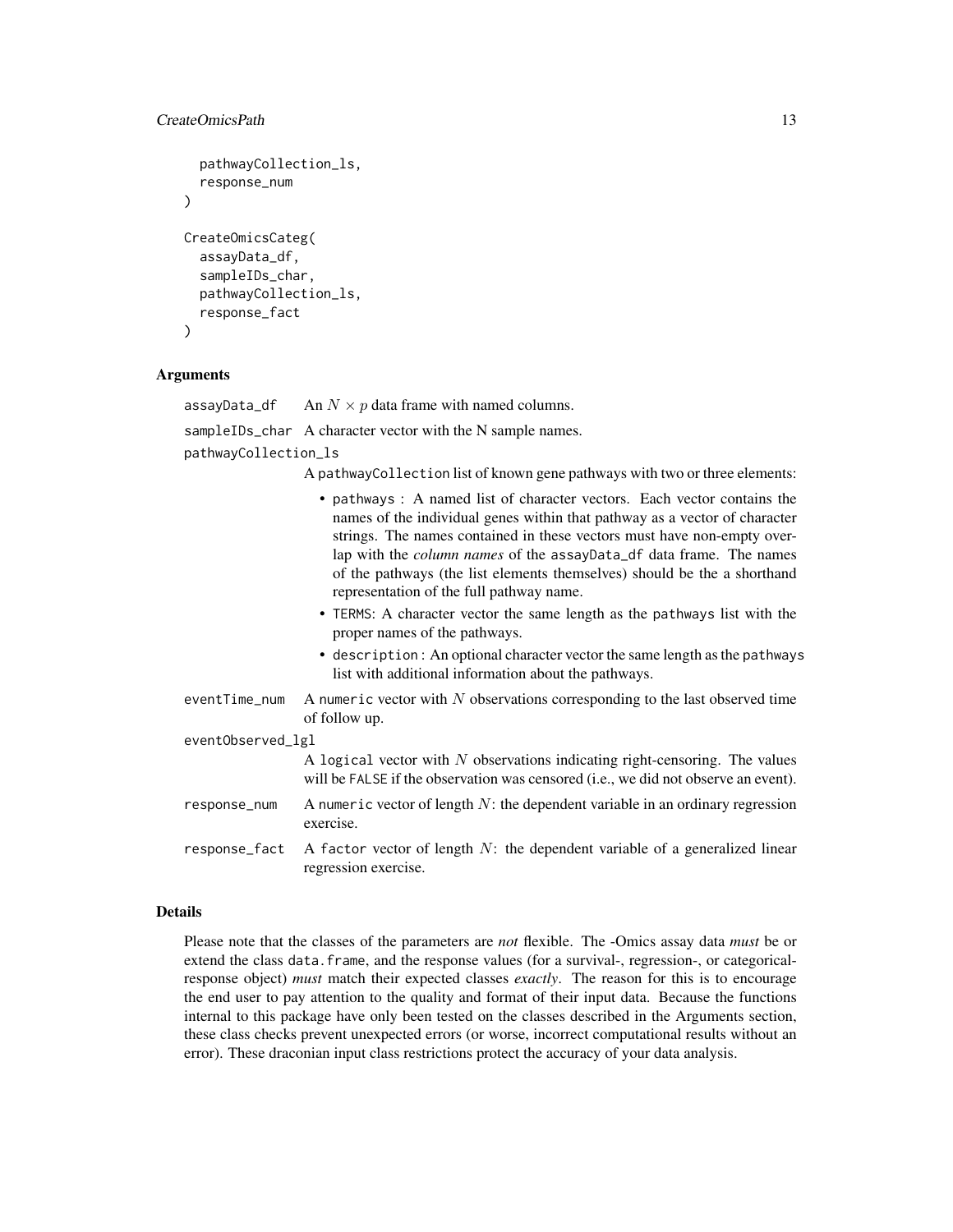```
  pathwayCollection_ls,
  response_num
)

CreateOmicsCateg(
  assayData_df,
  sampleIDs_char,
  pathwayCollection_ls,
  response_fact
)
```

### Arguments

`assayData_df` An $N \times p$ data frame with named columns.

`sampleIDs_char` A character vector with the N sample names.

`pathwayCollection_ls`
A `pathwayCollection` list of known gene pathways with two or three elements:

- `pathways` : A named list of character vectors. Each vector contains the names of the individual genes within that pathway as a vector of character strings. The names contained in these vectors must have non-empty overlap with the *column names* of the `assayData_df` data frame. The names of the pathways (the list elements themselves) should be the a shorthand representation of the full pathway name.
- `TERMS`: A character vector the same length as the `pathways` list with the proper names of the pathways.
- `description` : An optional character vector the same length as the `pathways` list with additional information about the pathways.

`eventTime_num` A `numeric` vector with $N$ observations corresponding to the last observed time of follow up.

`eventObserved_lgl`
A `logical` vector with $N$ observations indicating right-censoring. The values will be `FALSE` if the observation was censored (i.e., we did not observe an event).

`response_num` A `numeric` vector of length $N$: the dependent variable in an ordinary regression exercise.

`response_fact` A `factor` vector of length $N$: the dependent variable of a generalized linear regression exercise.

### Details

Please note that the classes of the parameters are *not* flexible. The -Omics assay data *must* be or extend the class `data.frame`, and the response values (for a survival-, regression-, or categorical-response object) *must* match their expected classes *exactly*. The reason for this is to encourage the end user to pay attention to the quality and format of their input data. Because the functions internal to this package have only been tested on the classes described in the Arguments section, these class checks prevent unexpected errors (or worse, incorrect computational results without an error). These draconian input class restrictions protect the accuracy of your data analysis.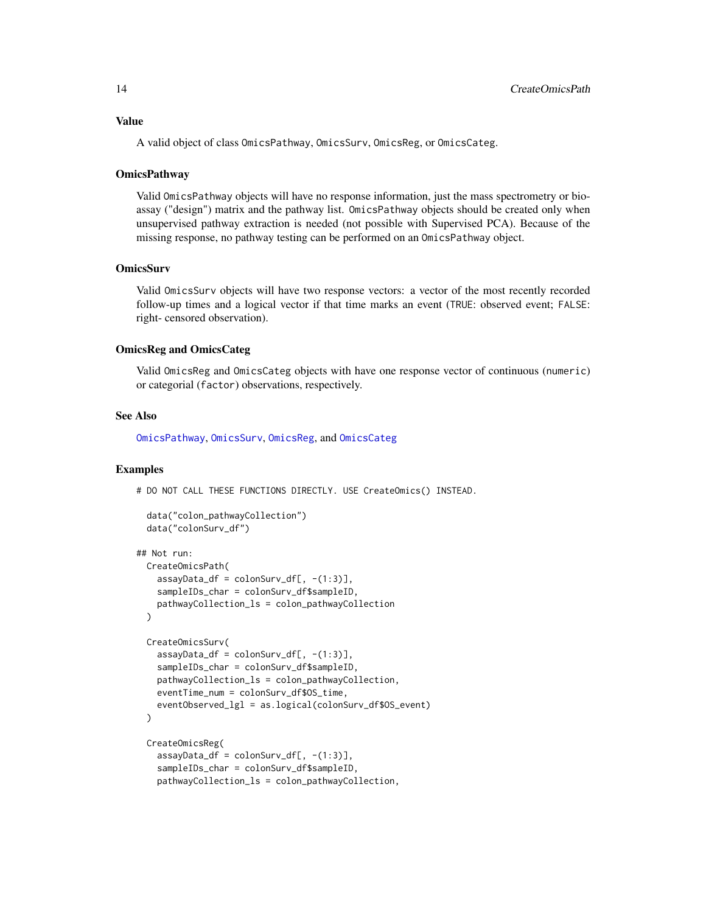## Value

A valid object of class `OmicsPathway`, `OmicsSurv`, `OmicsReg`, or `OmicsCateg`.

## OmicsPathway

Valid `OmicsPathway` objects will have no response information, just the mass spectrometry or bio-assay ("design") matrix and the pathway list. `OmicsPathway` objects should be created only when unsupervised pathway extraction is needed (not possible with Supervised PCA). Because of the missing response, no pathway testing can be performed on an `OmicsPathway` object.

## OmicsSurv

Valid `OmicsSurv` objects will have two response vectors: a vector of the most recently recorded follow-up times and a logical vector if that time marks an event (`TRUE`: observed event; `FALSE`: right- censored observation).

## OmicsReg and OmicsCateg

Valid `OmicsReg` and `OmicsCateg` objects with have one response vector of continuous (`numeric`) or categorial (`factor`) observations, respectively.

## See Also

`OmicsPathway`, `OmicsSurv`, `OmicsReg`, and `OmicsCateg`

## Examples

```
# DO NOT CALL THESE FUNCTIONS DIRECTLY. USE CreateOmics() INSTEAD.

  data("colon_pathwayCollection")
  data("colonSurv_df")

## Not run:
  CreateOmicsPath(
    assayData_df = colonSurv_df[, -(1:3)],
    sampleIDs_char = colonSurv_df$sampleID,
    pathwayCollection_ls = colon_pathwayCollection
  )

  CreateOmicsSurv(
    assayData_df = colonSurv_df[, -(1:3)],
    sampleIDs_char = colonSurv_df$sampleID,
    pathwayCollection_ls = colon_pathwayCollection,
    eventTime_num = colonSurv_df$OS_time,
    eventObserved_lgl = as.logical(colonSurv_df$OS_event)
  )

  CreateOmicsReg(
    assayData_df = colonSurv_df[, -(1:3)],
    sampleIDs_char = colonSurv_df$sampleID,
    pathwayCollection_ls = colon_pathwayCollection,
```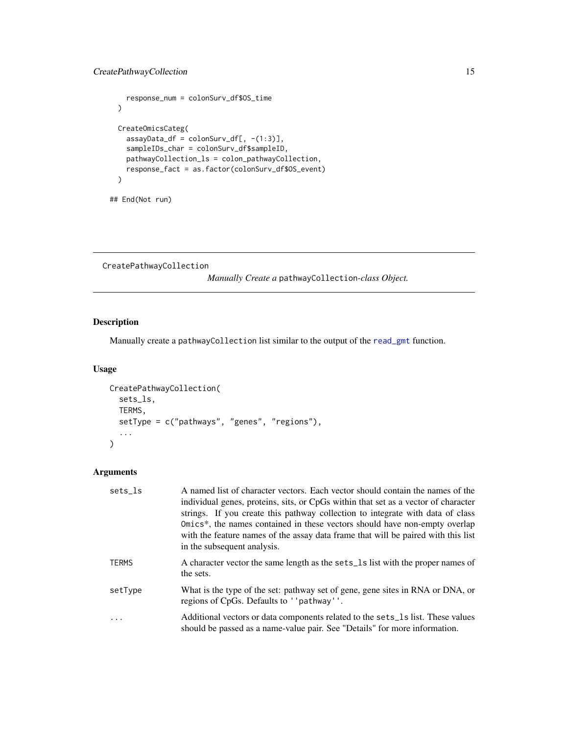```
    response_num = colonSurv_df$OS_time
  )

  CreateOmicsCateg(
    assayData_df = colonSurv_df[, -(1:3)],
    sampleIDs_char = colonSurv_df$sampleID,
    pathwayCollection_ls = colon_pathwayCollection,
    response_fact = as.factor(colonSurv_df$OS_event)
  )

## End(Not run)
```

---

## CreatePathwayCollection — *Manually Create a* `pathwayCollection`*-class Object.*

---

### Description

Manually create a `pathwayCollection` list similar to the output of the `read_gmt` function.

### Usage

```
CreatePathwayCollection(
  sets_ls,
  TERMS,
  setType = c("pathways", "genes", "regions"),
  ...
)
```

### Arguments

| | |
|---|---|
| `sets_ls` | A named list of character vectors. Each vector should contain the names of the individual genes, proteins, sits, or CpGs within that set as a vector of character strings. If you create this pathway collection to integrate with data of class `Omics*`, the names contained in these vectors should have non-empty overlap with the feature names of the assay data frame that will be paired with this list in the subsequent analysis. |
| `TERMS` | A character vector the same length as the `sets_ls` list with the proper names of the sets. |
| `setType` | What is the type of the set: pathway set of gene, gene sites in RNA or DNA, or regions of CpGs. Defaults to `''pathway''`. |
| `...` | Additional vectors or data components related to the `sets_ls` list. These values should be passed as a name-value pair. See "Details" for more information. |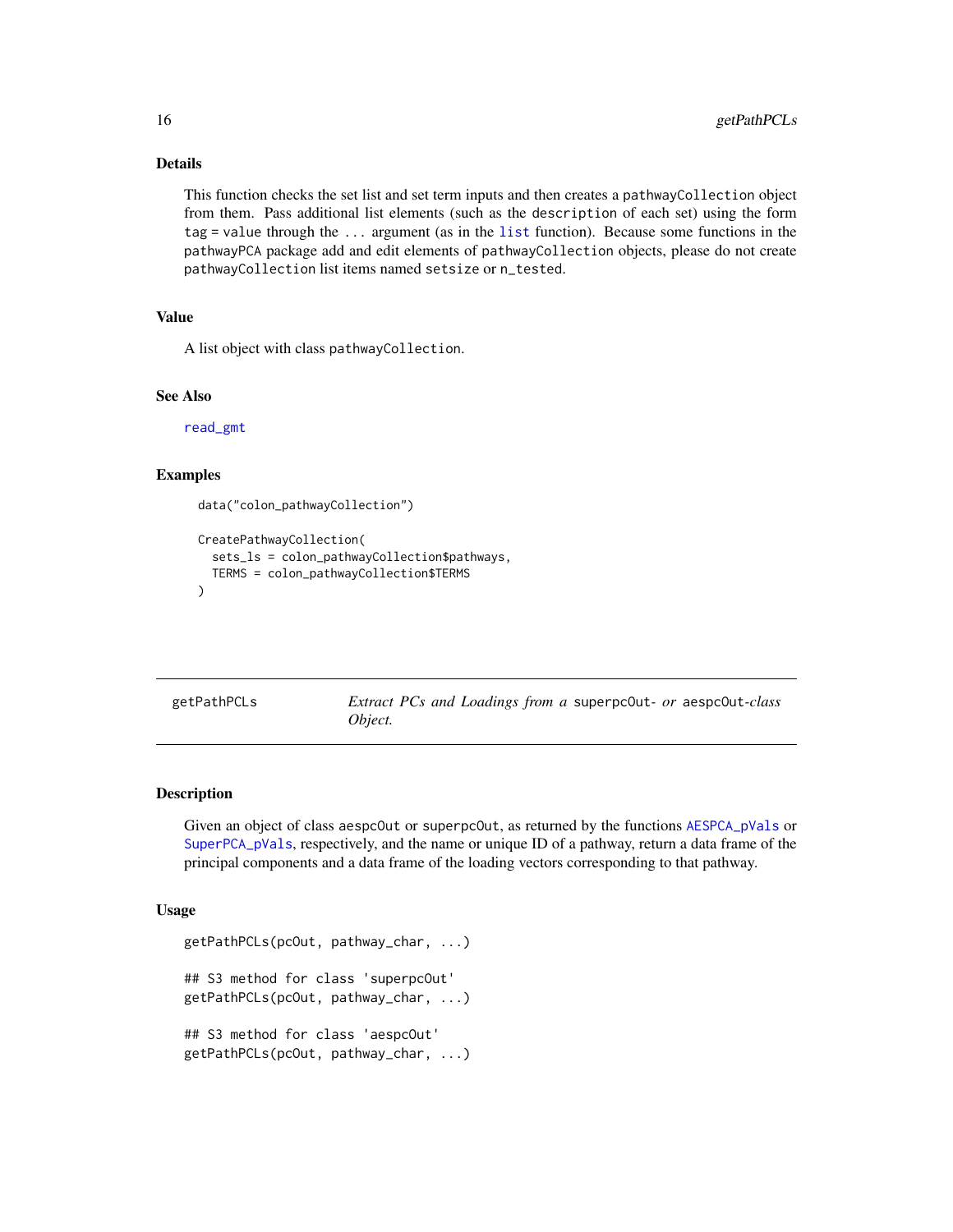### Details

This function checks the set list and set term inputs and then creates a `pathwayCollection` object from them. Pass additional list elements (such as the `description` of each set) using the form `tag = value` through the `...` argument (as in the `list` function). Because some functions in the `pathwayPCA` package add and edit elements of `pathwayCollection` objects, please do not create `pathwayCollection` list items named `setsize` or `n_tested`.

### Value

A list object with class `pathwayCollection`.

### See Also

`read_gmt`

### Examples

```
data("colon_pathwayCollection")

CreatePathwayCollection(
  sets_ls = colon_pathwayCollection$pathways,
  TERMS = colon_pathwayCollection$TERMS
)
```

---

## getPathPCLs — *Extract PCs and Loadings from a `superpcOut`- or `aespcOut`-class Object.*

---

### Description

Given an object of class `aespcOut` or `superpcOut`, as returned by the functions `AESPCA_pVals` or `SuperPCA_pVals`, respectively, and the name or unique ID of a pathway, return a data frame of the principal components and a data frame of the loading vectors corresponding to that pathway.

### Usage

```
getPathPCLs(pcOut, pathway_char, ...)

## S3 method for class 'superpcOut'
getPathPCLs(pcOut, pathway_char, ...)

## S3 method for class 'aespcOut'
getPathPCLs(pcOut, pathway_char, ...)
```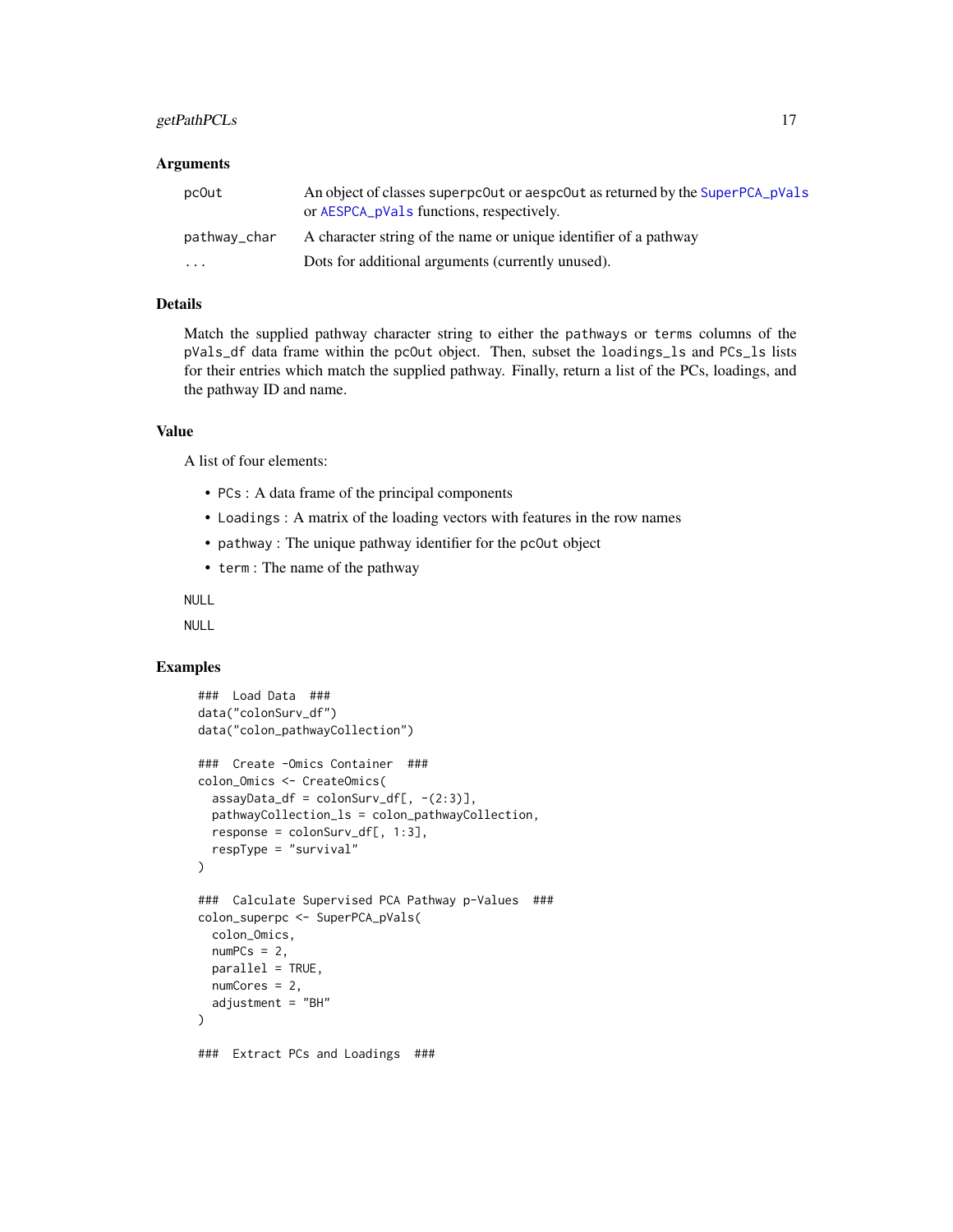## Arguments

| | |
|---|---|
| pcOut | An object of classes superpcOut or aespcOut as returned by the SuperPCA_pVals or AESPCA_pVals functions, respectively. |
| pathway_char | A character string of the name or unique identifier of a pathway |
| ... | Dots for additional arguments (currently unused). |

## Details

Match the supplied pathway character string to either the pathways or terms columns of the pVals_df data frame within the pcOut object. Then, subset the loadings_ls and PCs_ls lists for their entries which match the supplied pathway. Finally, return a list of the PCs, loadings, and the pathway ID and name.

## Value

A list of four elements:

- PCs : A data frame of the principal components
- Loadings : A matrix of the loading vectors with features in the row names
- pathway : The unique pathway identifier for the pcOut object
- term : The name of the pathway

NULL

NULL

## Examples

```
###  Load Data  ###
data("colonSurv_df")
data("colon_pathwayCollection")

###  Create -Omics Container  ###
colon_Omics <- CreateOmics(
  assayData_df = colonSurv_df[, -(2:3)],
  pathwayCollection_ls = colon_pathwayCollection,
  response = colonSurv_df[, 1:3],
  respType = "survival"
)

###  Calculate Supervised PCA Pathway p-Values  ###
colon_superpc <- SuperPCA_pVals(
  colon_Omics,
  numPCs = 2,
  parallel = TRUE,
  numCores = 2,
  adjustment = "BH"
)

###  Extract PCs and Loadings  ###
```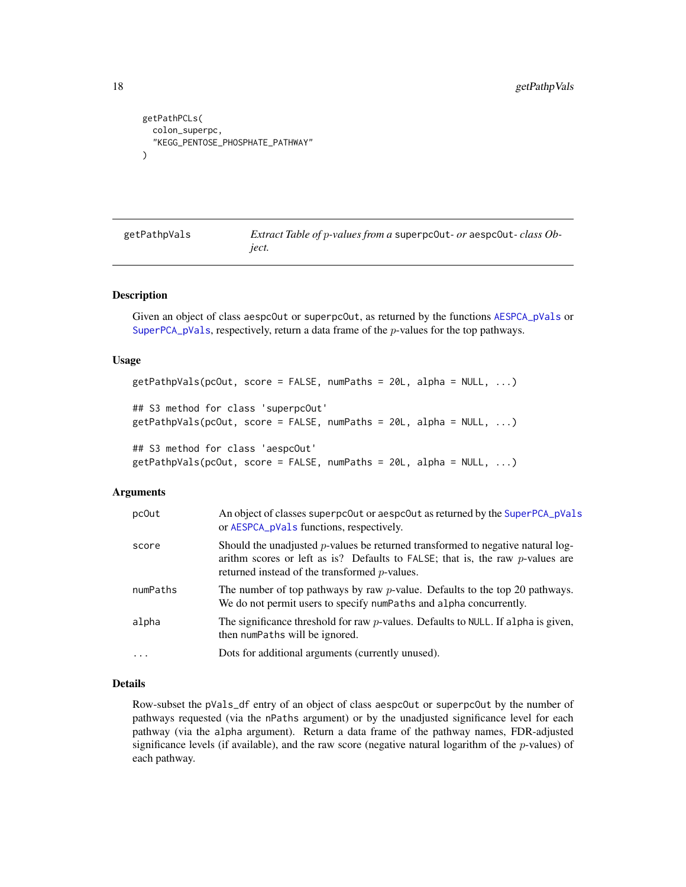```
getPathPCLs(
  colon_superpc,
  "KEGG_PENTOSE_PHOSPHATE_PATHWAY"
)
```

## getPathpVals — *Extract Table of $p$-values from a* `superpcOut`- *or* `aespcOut`- *class Object.*

### Description

Given an object of class `aespcOut` or `superpcOut`, as returned by the functions `AESPCA_pVals` or `SuperPCA_pVals`, respectively, return a data frame of the $p$-values for the top pathways.

### Usage

```
getPathpVals(pcOut, score = FALSE, numPaths = 20L, alpha = NULL, ...)

## S3 method for class 'superpcOut'
getPathpVals(pcOut, score = FALSE, numPaths = 20L, alpha = NULL, ...)

## S3 method for class 'aespcOut'
getPathpVals(pcOut, score = FALSE, numPaths = 20L, alpha = NULL, ...)
```

### Arguments

| | |
|---|---|
| `pcOut` | An object of classes `superpcOut` or `aespcOut` as returned by the `SuperPCA_pVals` or `AESPCA_pVals` functions, respectively. |
| `score` | Should the unadjusted $p$-values be returned transformed to negative natural logarithm scores or left as is? Defaults to `FALSE`; that is, the raw $p$-values are returned instead of the transformed $p$-values. |
| `numPaths` | The number of top pathways by raw $p$-value. Defaults to the top 20 pathways. We do not permit users to specify `numPaths` and `alpha` concurrently. |
| `alpha` | The significance threshold for raw $p$-values. Defaults to `NULL`. If `alpha` is given, then `numPaths` will be ignored. |
| `...` | Dots for additional arguments (currently unused). |

### Details

Row-subset the `pVals_df` entry of an object of class `aespcOut` or `superpcOut` by the number of pathways requested (via the `nPaths` argument) or by the unadjusted significance level for each pathway (via the `alpha` argument). Return a data frame of the pathway names, FDR-adjusted significance levels (if available), and the raw score (negative natural logarithm of the $p$-values) of each pathway.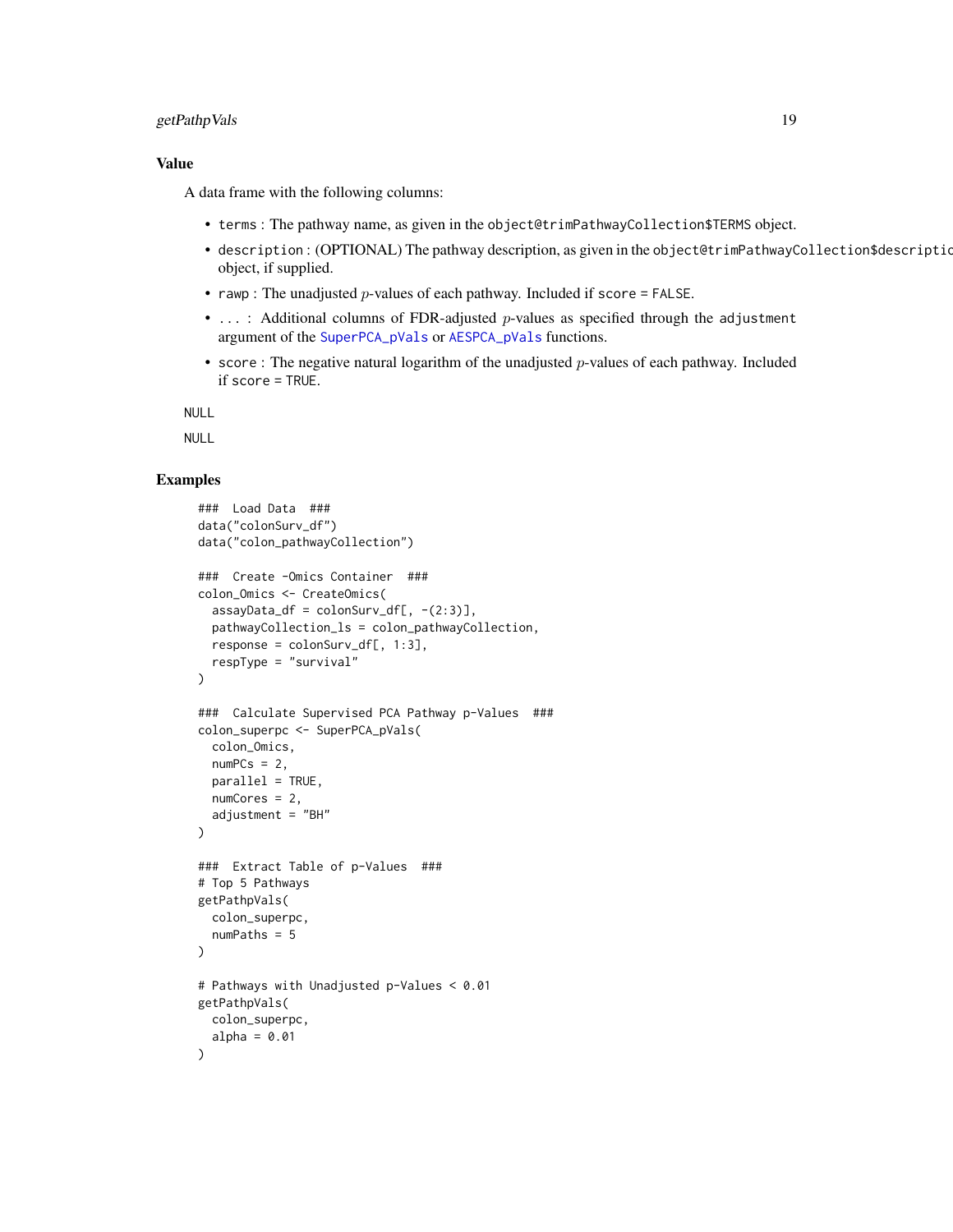## Value

A data frame with the following columns:

- `terms` : The pathway name, as given in the `object@trimPathwayCollection$TERMS` object.
- `description` : (OPTIONAL) The pathway description, as given in the `object@trimPathwayCollection$description` object, if supplied.
- `rawp` : The unadjusted $p$-values of each pathway. Included if `score = FALSE`.
- `...` : Additional columns of FDR-adjusted $p$-values as specified through the `adjustment` argument of the `SuperPCA_pVals` or `AESPCA_pVals` functions.
- `score` : The negative natural logarithm of the unadjusted $p$-values of each pathway. Included if `score = TRUE`.

NULL

NULL

## Examples

```
###  Load Data  ###
data("colonSurv_df")
data("colon_pathwayCollection")

###  Create -Omics Container  ###
colon_Omics <- CreateOmics(
  assayData_df = colonSurv_df[, -(2:3)],
  pathwayCollection_ls = colon_pathwayCollection,
  response = colonSurv_df[, 1:3],
  respType = "survival"
)

###  Calculate Supervised PCA Pathway p-Values  ###
colon_superpc <- SuperPCA_pVals(
  colon_Omics,
  numPCs = 2,
  parallel = TRUE,
  numCores = 2,
  adjustment = "BH"
)

###  Extract Table of p-Values  ###
# Top 5 Pathways
getPathpVals(
  colon_superpc,
  numPaths = 5
)

# Pathways with Unadjusted p-Values < 0.01
getPathpVals(
  colon_superpc,
  alpha = 0.01
)
```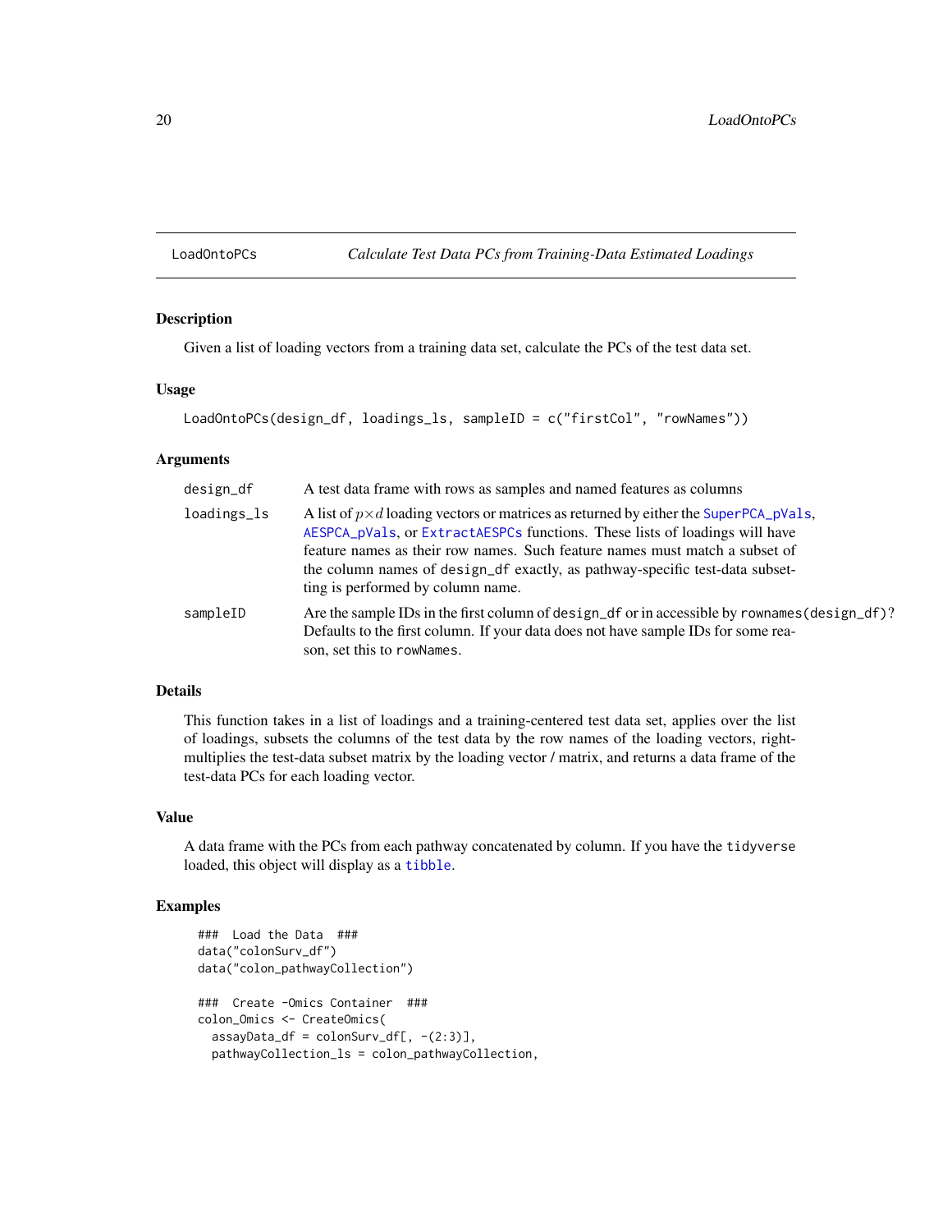LoadOntoPCs *Calculate Test Data PCs from Training-Data Estimated Loadings*

## Description

Given a list of loading vectors from a training data set, calculate the PCs of the test data set.

## Usage

```
LoadOntoPCs(design_df, loadings_ls, sampleID = c("firstCol", "rowNames"))
```

## Arguments

| | |
|---|---|
| `design_df` | A test data frame with rows as samples and named features as columns |
| `loadings_ls` | A list of $p \times d$ loading vectors or matrices as returned by either the `SuperPCA_pVals`, `AESPCA_pVals`, or `ExtractAESPCs` functions. These lists of loadings will have feature names as their row names. Such feature names must match a subset of the column names of `design_df` exactly, as pathway-specific test-data subsetting is performed by column name. |
| `sampleID` | Are the sample IDs in the first column of `design_df` or in accessible by `rownames(design_df)`? Defaults to the first column. If your data does not have sample IDs for some reason, set this to `rowNames`. |

## Details

This function takes in a list of loadings and a training-centered test data set, applies over the list of loadings, subsets the columns of the test data by the row names of the loading vectors, right-multiplies the test-data subset matrix by the loading vector / matrix, and returns a data frame of the test-data PCs for each loading vector.

## Value

A data frame with the PCs from each pathway concatenated by column. If you have the `tidyverse` loaded, this object will display as a `tibble`.

## Examples

```
###  Load the Data  ###
data("colonSurv_df")
data("colon_pathwayCollection")

###  Create -Omics Container  ###
colon_Omics <- CreateOmics(
  assayData_df = colonSurv_df[, -(2:3)],
  pathwayCollection_ls = colon_pathwayCollection,
```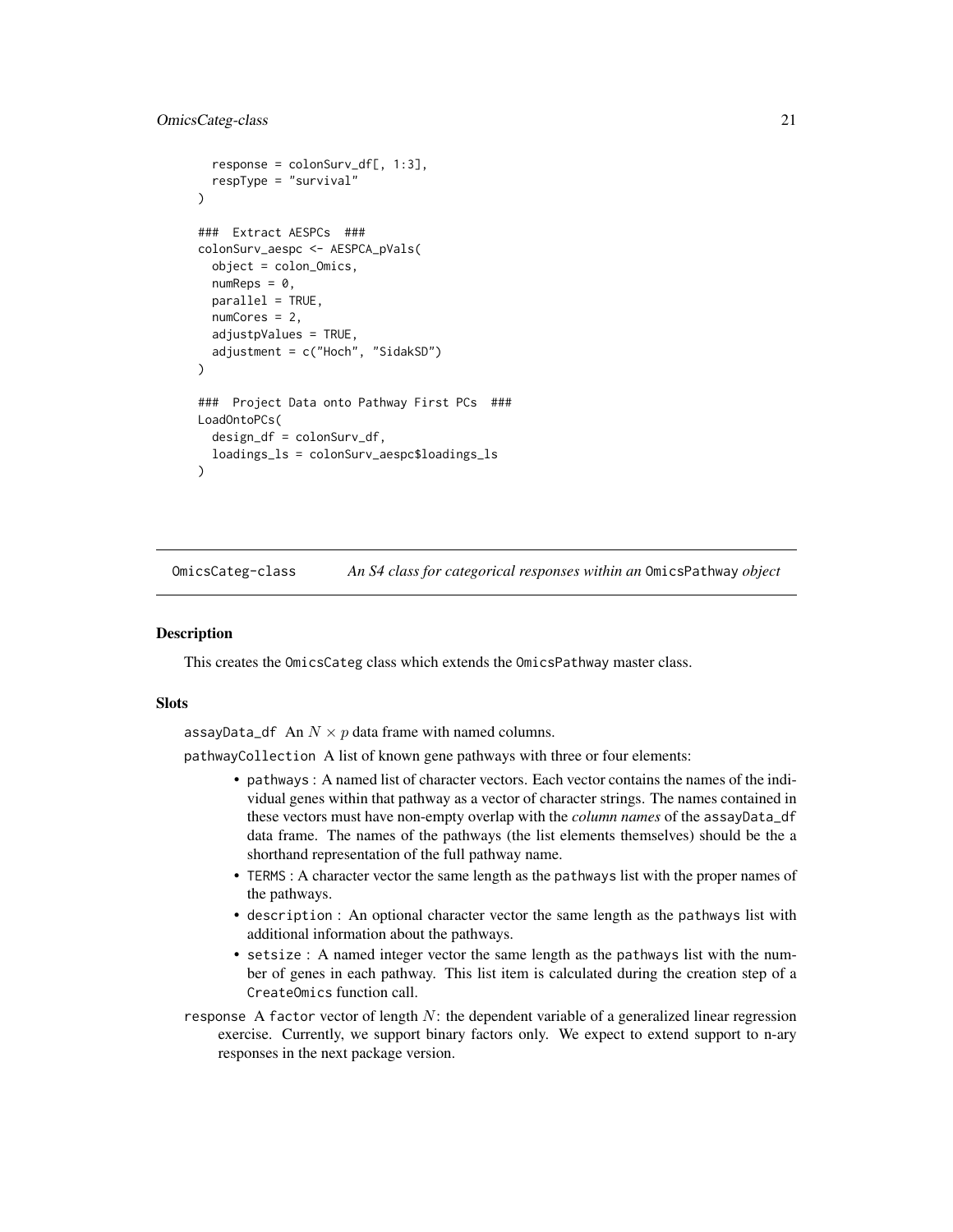```
  response = colonSurv_df[, 1:3],
  respType = "survival"
)

###  Extract AESPCs  ###
colonSurv_aespc <- AESPCA_pVals(
  object = colon_Omics,
  numReps = 0,
  parallel = TRUE,
  numCores = 2,
  adjustpValues = TRUE,
  adjustment = c("Hoch", "SidakSD")
)

###  Project Data onto Pathway First PCs  ###
LoadOntoPCs(
  design_df = colonSurv_df,
  loadings_ls = colonSurv_aespc$loadings_ls
)
```

---

## OmicsCateg-class — *An S4 class for categorical responses within an* OmicsPathway *object*

### Description

This creates the OmicsCateg class which extends the OmicsPathway master class.

### Slots

assayData_df An $N \times p$ data frame with named columns.

pathwayCollection A list of known gene pathways with three or four elements:

- pathways : A named list of character vectors. Each vector contains the names of the individual genes within that pathway as a vector of character strings. The names contained in these vectors must have non-empty overlap with the *column names* of the assayData_df data frame. The names of the pathways (the list elements themselves) should be the a shorthand representation of the full pathway name.
- TERMS : A character vector the same length as the pathways list with the proper names of the pathways.
- description : An optional character vector the same length as the pathways list with additional information about the pathways.
- setsize : A named integer vector the same length as the pathways list with the number of genes in each pathway. This list item is calculated during the creation step of a CreateOmics function call.

response A factor vector of length $N$: the dependent variable of a generalized linear regression exercise. Currently, we support binary factors only. We expect to extend support to n-ary responses in the next package version.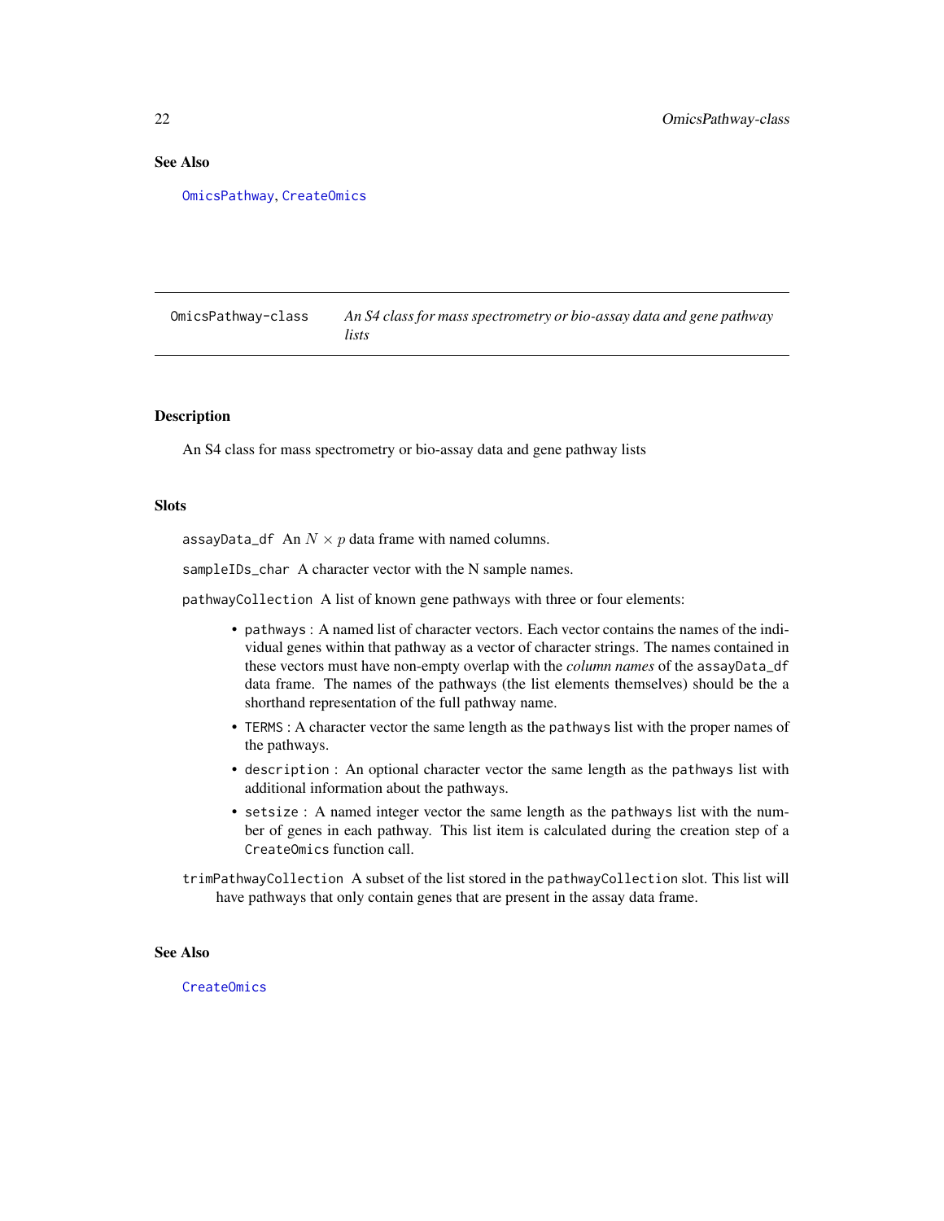## See Also

`OmicsPathway`, `CreateOmics`

---

`OmicsPathway-class` *An S4 class for mass spectrometry or bio-assay data and gene pathway lists*

---

## Description

An S4 class for mass spectrometry or bio-assay data and gene pathway lists

## Slots

`assayData_df` An $N \times p$ data frame with named columns.

`sampleIDs_char` A character vector with the N sample names.

`pathwayCollection` A list of known gene pathways with three or four elements:

- `pathways` : A named list of character vectors. Each vector contains the names of the individual genes within that pathway as a vector of character strings. The names contained in these vectors must have non-empty overlap with the *column names* of the `assayData_df` data frame. The names of the pathways (the list elements themselves) should be the a shorthand representation of the full pathway name.
- `TERMS` : A character vector the same length as the `pathways` list with the proper names of the pathways.
- `description` : An optional character vector the same length as the `pathways` list with additional information about the pathways.
- `setsize` : A named integer vector the same length as the `pathways` list with the number of genes in each pathway. This list item is calculated during the creation step of a `CreateOmics` function call.

`trimPathwayCollection` A subset of the list stored in the `pathwayCollection` slot. This list will have pathways that only contain genes that are present in the assay data frame.

## See Also

`CreateOmics`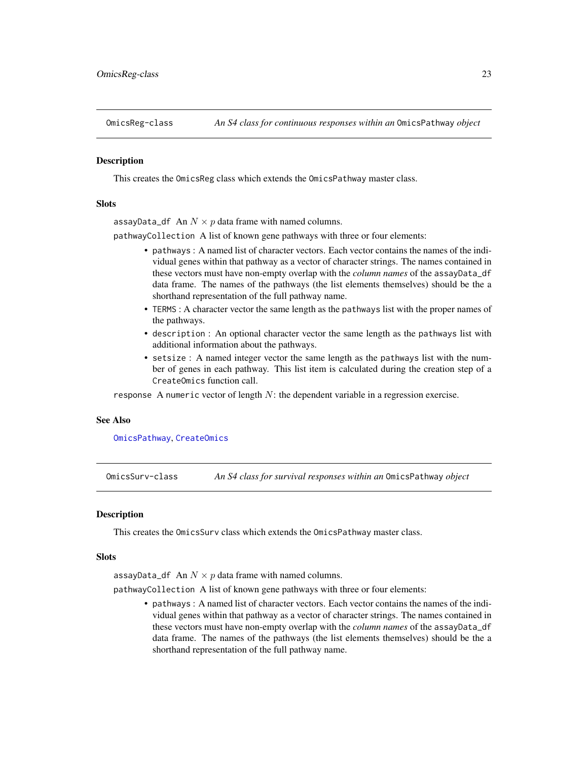## OmicsReg-class *An S4 class for continuous responses within an* `OmicsPathway` *object*

### Description

This creates the `OmicsReg` class which extends the `OmicsPathway` master class.

### Slots

`assayData_df` An $N \times p$ data frame with named columns.

`pathwayCollection` A list of known gene pathways with three or four elements:

- `pathways` : A named list of character vectors. Each vector contains the names of the individual genes within that pathway as a vector of character strings. The names contained in these vectors must have non-empty overlap with the *column names* of the `assayData_df` data frame. The names of the pathways (the list elements themselves) should be the a shorthand representation of the full pathway name.
- `TERMS` : A character vector the same length as the `pathways` list with the proper names of the pathways.
- `description` : An optional character vector the same length as the `pathways` list with additional information about the pathways.
- `setsize` : A named integer vector the same length as the `pathways` list with the number of genes in each pathway. This list item is calculated during the creation step of a `CreateOmics` function call.

`response` A `numeric` vector of length $N$: the dependent variable in a regression exercise.

### See Also

`OmicsPathway`, `CreateOmics`

## OmicsSurv-class *An S4 class for survival responses within an* `OmicsPathway` *object*

### Description

This creates the `OmicsSurv` class which extends the `OmicsPathway` master class.

### Slots

`assayData_df` An $N \times p$ data frame with named columns.

`pathwayCollection` A list of known gene pathways with three or four elements:

- `pathways` : A named list of character vectors. Each vector contains the names of the individual genes within that pathway as a vector of character strings. The names contained in these vectors must have non-empty overlap with the *column names* of the `assayData_df` data frame. The names of the pathways (the list elements themselves) should be the a shorthand representation of the full pathway name.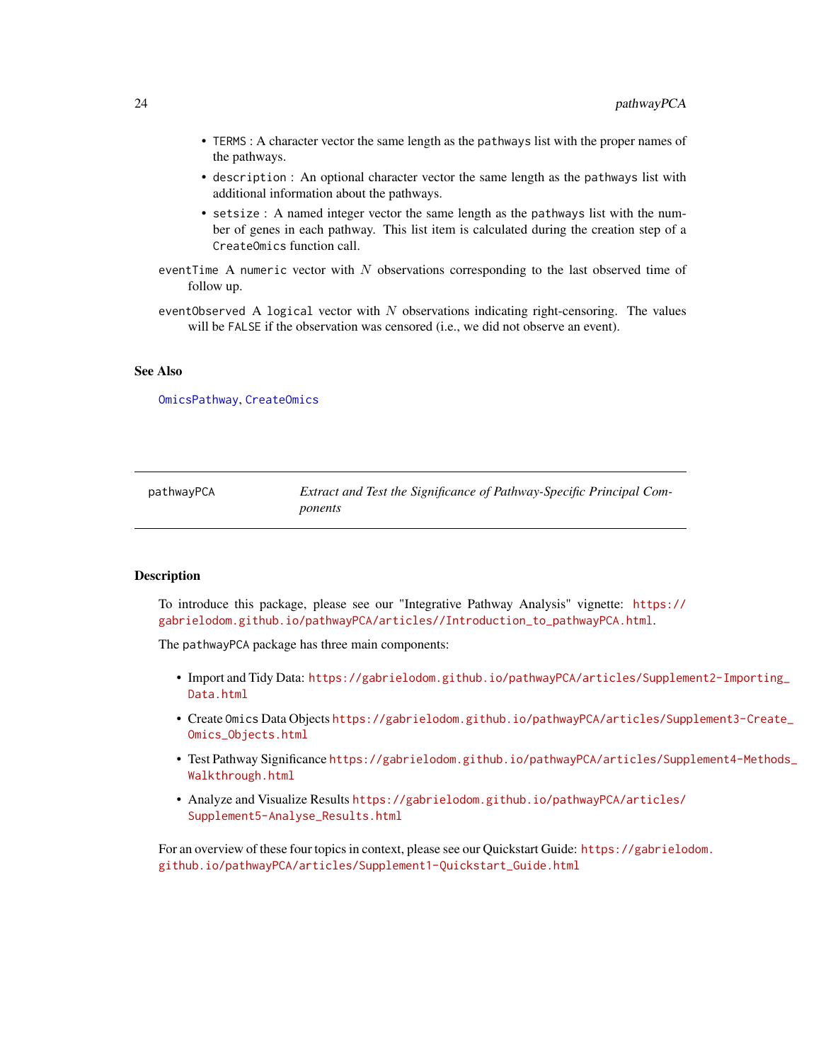- `TERMS` : A character vector the same length as the `pathways` list with the proper names of the pathways.
- `description` : An optional character vector the same length as the `pathways` list with additional information about the pathways.
- `setsize` : A named integer vector the same length as the `pathways` list with the number of genes in each pathway. This list item is calculated during the creation step of a `CreateOmics` function call.

`eventTime` A `numeric` vector with $N$ observations corresponding to the last observed time of follow up.

`eventObserved` A `logical` vector with $N$ observations indicating right-censoring. The values will be `FALSE` if the observation was censored (i.e., we did not observe an event).

### See Also

`OmicsPathway`, `CreateOmics`

---

## pathwayPCA — *Extract and Test the Significance of Pathway-Specific Principal Components*

---

### Description

To introduce this package, please see our "Integrative Pathway Analysis" vignette: https://gabrielodom.github.io/pathwayPCA/articles//Introduction_to_pathwayPCA.html.

The `pathwayPCA` package has three main components:

- Import and Tidy Data: https://gabrielodom.github.io/pathwayPCA/articles/Supplement2-Importing_Data.html
- Create `Omics` Data Objects https://gabrielodom.github.io/pathwayPCA/articles/Supplement3-Create_Omics_Objects.html
- Test Pathway Significance https://gabrielodom.github.io/pathwayPCA/articles/Supplement4-Methods_Walkthrough.html
- Analyze and Visualize Results https://gabrielodom.github.io/pathwayPCA/articles/Supplement5-Analyse_Results.html

For an overview of these four topics in context, please see our Quickstart Guide: https://gabrielodom.github.io/pathwayPCA/articles/Supplement1-Quickstart_Guide.html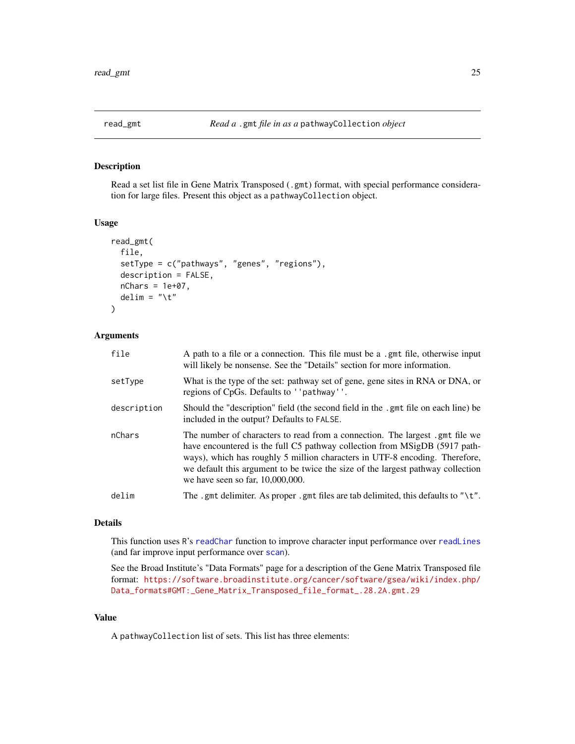# read_gmt — *Read a .gmt file in as a pathwayCollection object*

## Description

Read a set list file in Gene Matrix Transposed (.gmt) format, with special performance consideration for large files. Present this object as a pathwayCollection object.

## Usage

```
read_gmt(
  file,
  setType = c("pathways", "genes", "regions"),
  description = FALSE,
  nChars = 1e+07,
  delim = "\t"
)
```

## Arguments

| Argument | Description |
|---|---|
| file | A path to a file or a connection. This file must be a .gmt file, otherwise input will likely be nonsense. See the "Details" section for more information. |
| setType | What is the type of the set: pathway set of gene, gene sites in RNA or DNA, or regions of CpGs. Defaults to ''pathway''. |
| description | Should the "description" field (the second field in the .gmt file on each line) be included in the output? Defaults to FALSE. |
| nChars | The number of characters to read from a connection. The largest .gmt file we have encountered is the full C5 pathway collection from MSigDB (5917 pathways), which has roughly 5 million characters in UTF-8 encoding. Therefore, we default this argument to be twice the size of the largest pathway collection we have seen so far, 10,000,000. |
| delim | The .gmt delimiter. As proper .gmt files are tab delimited, this defaults to "\t". |

## Details

This function uses R's readChar function to improve character input performance over readLines (and far improve input performance over scan).

See the Broad Institute's "Data Formats" page for a description of the Gene Matrix Transposed file format: https://software.broadinstitute.org/cancer/software/gsea/wiki/index.php/Data_formats#GMT:_Gene_Matrix_Transposed_file_format_.28.2A.gmt.29

## Value

A pathwayCollection list of sets. This list has three elements: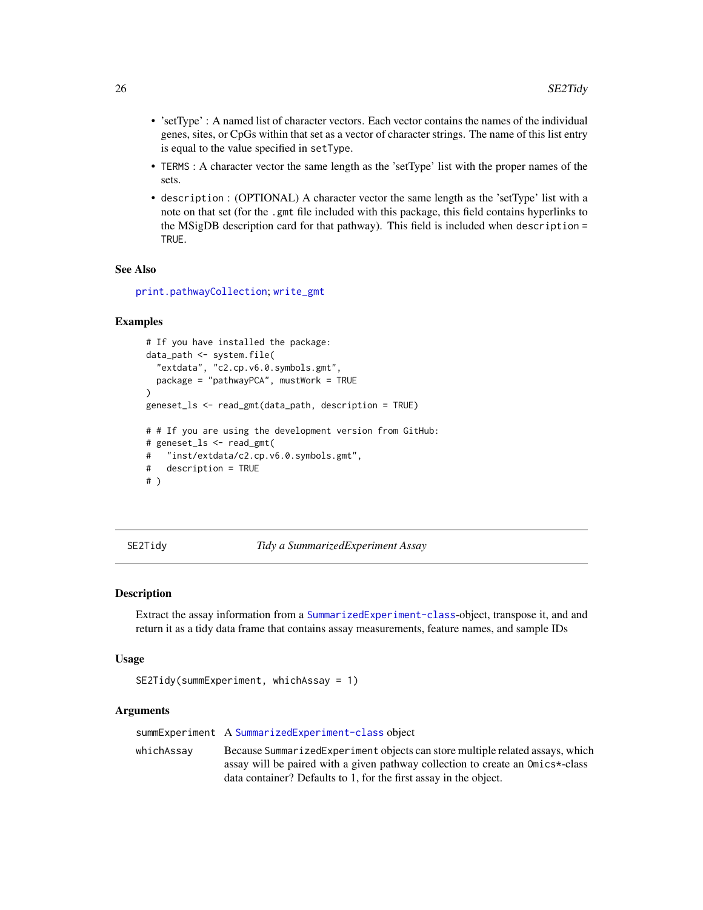- 'setType' : A named list of character vectors. Each vector contains the names of the individual genes, sites, or CpGs within that set as a vector of character strings. The name of this list entry is equal to the value specified in `setType`.
- `TERMS` : A character vector the same length as the 'setType' list with the proper names of the sets.
- `description` : (OPTIONAL) A character vector the same length as the 'setType' list with a note on that set (for the `.gmt` file included with this package, this field contains hyperlinks to the MSigDB description card for that pathway). This field is included when `description = TRUE`.

### See Also

`print.pathwayCollection`; `write_gmt`

### Examples

```
# If you have installed the package:
data_path <- system.file(
  "extdata", "c2.cp.v6.0.symbols.gmt",
  package = "pathwayPCA", mustWork = TRUE
)
geneset_ls <- read_gmt(data_path, description = TRUE)

# # If you are using the development version from GitHub:
# geneset_ls <- read_gmt(
#   "inst/extdata/c2.cp.v6.0.symbols.gmt",
#   description = TRUE
# )
```

---

## SE2Tidy — *Tidy a SummarizedExperiment Assay*

### Description

Extract the assay information from a `SummarizedExperiment-class`-object, transpose it, and and return it as a tidy data frame that contains assay measurements, feature names, and sample IDs

### Usage

```
SE2Tidy(summExperiment, whichAssay = 1)
```

### Arguments

| | |
|---|---|
| summExperiment | A `SummarizedExperiment-class` object |
| whichAssay | Because `SummarizedExperiment` objects can store multiple related assays, which assay will be paired with a given pathway collection to create an `Omics*`-class data container? Defaults to 1, for the first assay in the object. |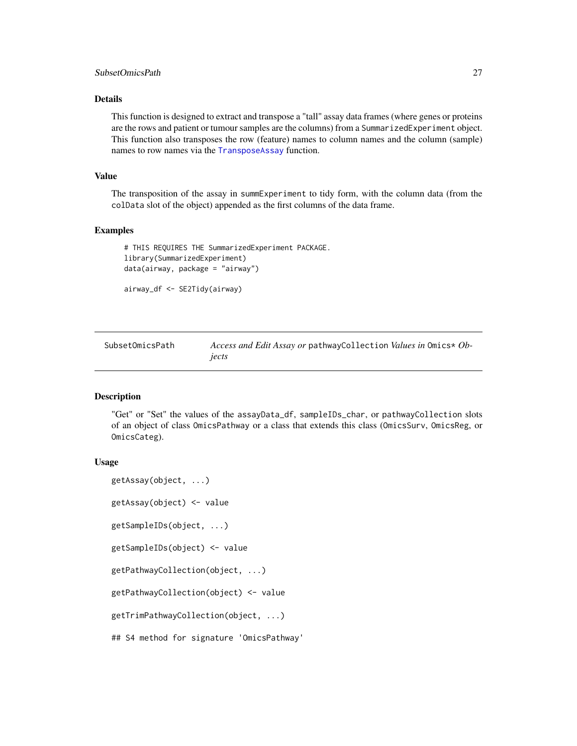### Details

This function is designed to extract and transpose a "tall" assay data frames (where genes or proteins are the rows and patient or tumour samples are the columns) from a `SummarizedExperiment` object. This function also transposes the row (feature) names to column names and the column (sample) names to row names via the `TransposeAssay` function.

### Value

The transposition of the assay in `summExperiment` to tidy form, with the column data (from the `colData` slot of the object) appended as the first columns of the data frame.

### Examples

```
# THIS REQUIRES THE SummarizedExperiment PACKAGE.
library(SummarizedExperiment)
data(airway, package = "airway")

airway_df <- SE2Tidy(airway)
```

---

## SubsetOmicsPath — *Access and Edit Assay or* `pathwayCollection` *Values in* `Omics*` *Objects*

---

### Description

"Get" or "Set" the values of the `assayData_df`, `sampleIDs_char`, or `pathwayCollection` slots of an object of class `OmicsPathway` or a class that extends this class (`OmicsSurv`, `OmicsReg`, or `OmicsCateg`).

### Usage

```
getAssay(object, ...)

getAssay(object) <- value

getSampleIDs(object, ...)

getSampleIDs(object) <- value

getPathwayCollection(object, ...)

getPathwayCollection(object) <- value

getTrimPathwayCollection(object, ...)

## S4 method for signature 'OmicsPathway'
```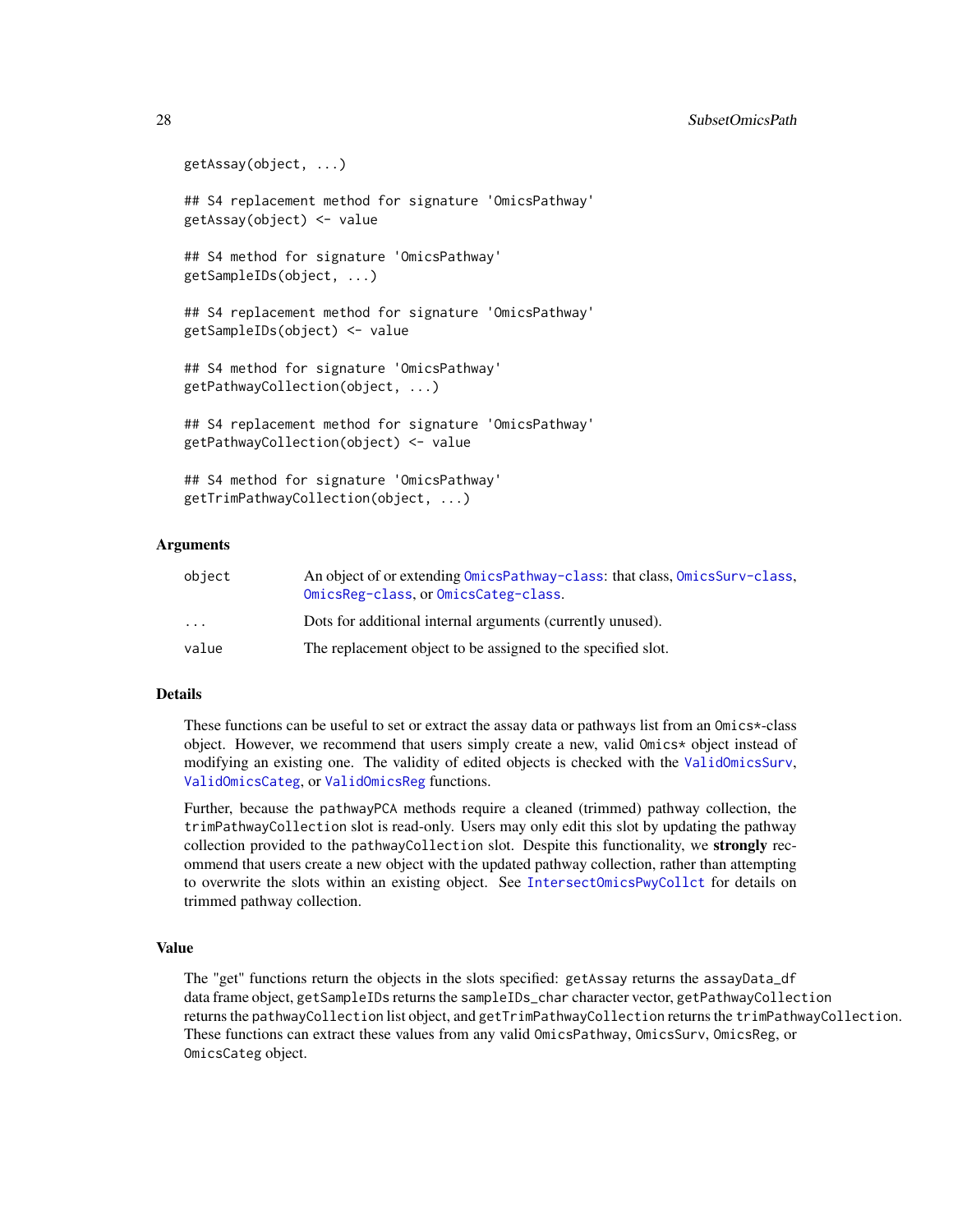```
getAssay(object, ...)

## S4 replacement method for signature 'OmicsPathway'
getAssay(object) <- value

## S4 method for signature 'OmicsPathway'
getSampleIDs(object, ...)

## S4 replacement method for signature 'OmicsPathway'
getSampleIDs(object) <- value

## S4 method for signature 'OmicsPathway'
getPathwayCollection(object, ...)

## S4 replacement method for signature 'OmicsPathway'
getPathwayCollection(object) <- value

## S4 method for signature 'OmicsPathway'
getTrimPathwayCollection(object, ...)
```

## Arguments

| | |
|---|---|
| object | An object of or extending OmicsPathway-class: that class, OmicsSurv-class, OmicsReg-class, or OmicsCateg-class. |
| ... | Dots for additional internal arguments (currently unused). |
| value | The replacement object to be assigned to the specified slot. |

## Details

These functions can be useful to set or extract the assay data or pathways list from an Omics*-class object. However, we recommend that users simply create a new, valid Omics* object instead of modifying an existing one. The validity of edited objects is checked with the ValidOmicsSurv, ValidOmicsCateg, or ValidOmicsReg functions.

Further, because the pathwayPCA methods require a cleaned (trimmed) pathway collection, the trimPathwayCollection slot is read-only. Users may only edit this slot by updating the pathway collection provided to the pathwayCollection slot. Despite this functionality, we **strongly** recommend that users create a new object with the updated pathway collection, rather than attempting to overwrite the slots within an existing object. See IntersectOmicsPwyCollct for details on trimmed pathway collection.

## Value

The "get" functions return the objects in the slots specified: getAssay returns the assayData_df data frame object, getSampleIDs returns the sampleIDs_char character vector, getPathwayCollection returns the pathwayCollection list object, and getTrimPathwayCollection returns the trimPathwayCollection. These functions can extract these values from any valid OmicsPathway, OmicsSurv, OmicsReg, or OmicsCateg object.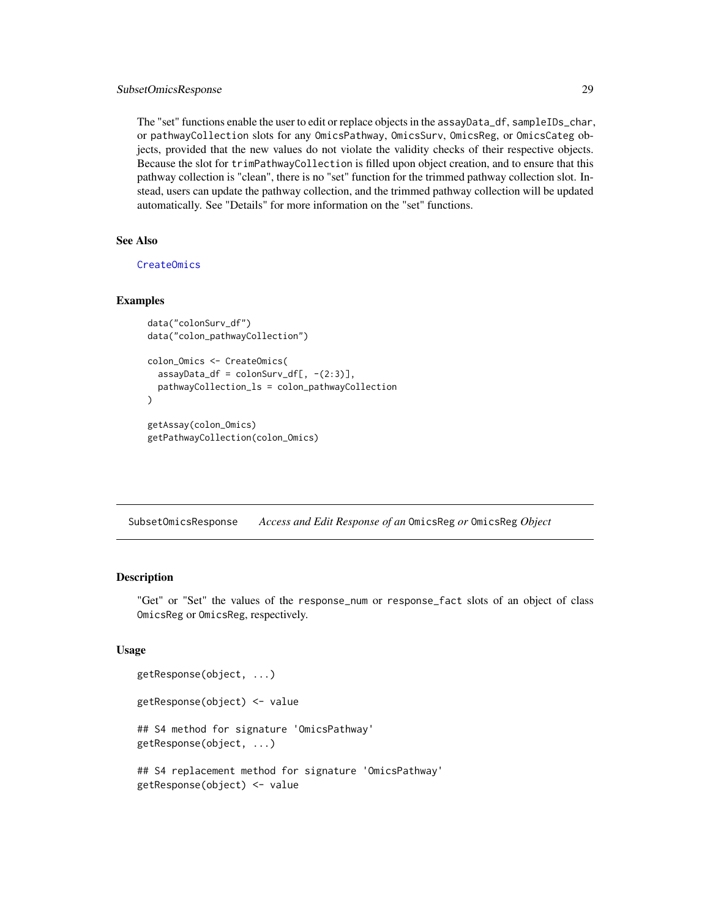The "set" functions enable the user to edit or replace objects in the assayData_df, sampleIDs_char, or pathwayCollection slots for any OmicsPathway, OmicsSurv, OmicsReg, or OmicsCateg objects, provided that the new values do not violate the validity checks of their respective objects. Because the slot for trimPathwayCollection is filled upon object creation, and to ensure that this pathway collection is "clean", there is no "set" function for the trimmed pathway collection slot. Instead, users can update the pathway collection, and the trimmed pathway collection will be updated automatically. See "Details" for more information on the "set" functions.

### See Also

CreateOmics

### Examples

```
data("colonSurv_df")
data("colon_pathwayCollection")

colon_Omics <- CreateOmics(
  assayData_df = colonSurv_df[, -(2:3)],
  pathwayCollection_ls = colon_pathwayCollection
)

getAssay(colon_Omics)
getPathwayCollection(colon_Omics)
```

---

## SubsetOmicsResponse    *Access and Edit Response of an* OmicsReg *or* OmicsReg *Object*

### Description

"Get" or "Set" the values of the response_num or response_fact slots of an object of class OmicsReg or OmicsReg, respectively.

### Usage

```
getResponse(object, ...)

getResponse(object) <- value

## S4 method for signature 'OmicsPathway'
getResponse(object, ...)

## S4 replacement method for signature 'OmicsPathway'
getResponse(object) <- value
```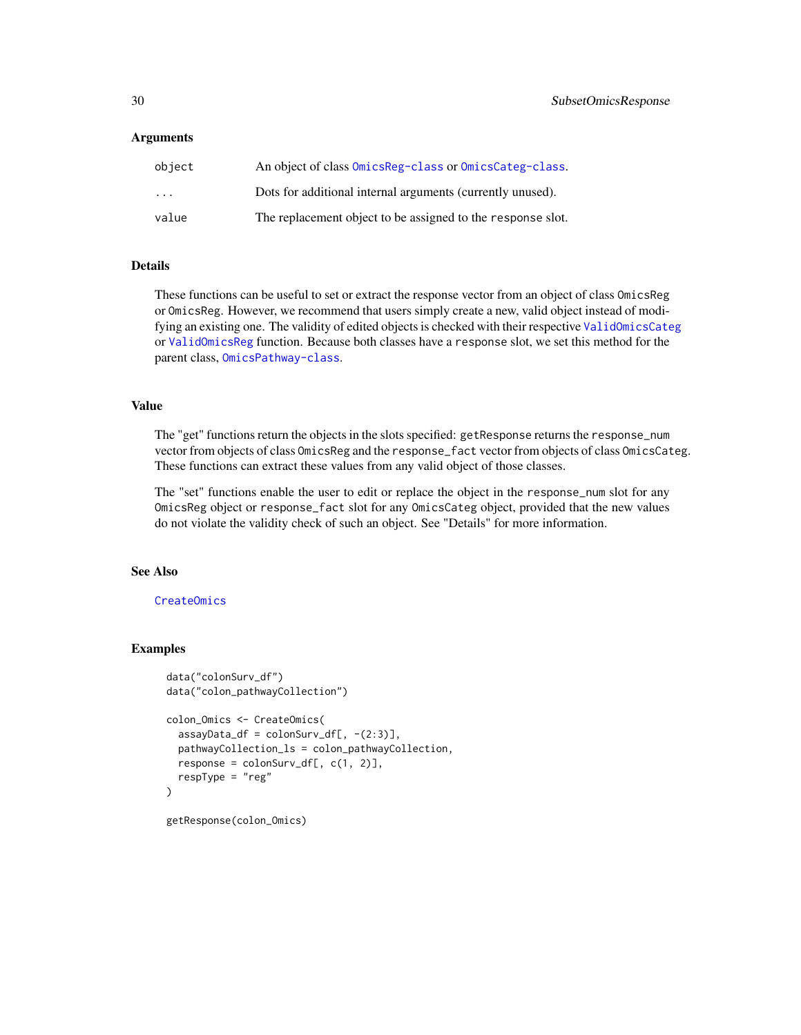## Arguments

| | |
|---|---|
| object | An object of class OmicsReg-class or OmicsCateg-class. |
| ... | Dots for additional internal arguments (currently unused). |
| value | The replacement object to be assigned to the response slot. |

## Details

These functions can be useful to set or extract the response vector from an object of class OmicsReg or OmicsReg. However, we recommend that users simply create a new, valid object instead of modifying an existing one. The validity of edited objects is checked with their respective ValidOmicsCateg or ValidOmicsReg function. Because both classes have a response slot, we set this method for the parent class, OmicsPathway-class.

## Value

The "get" functions return the objects in the slots specified: getResponse returns the response_num vector from objects of class OmicsReg and the response_fact vector from objects of class OmicsCateg. These functions can extract these values from any valid object of those classes.

The "set" functions enable the user to edit or replace the object in the response_num slot for any OmicsReg object or response_fact slot for any OmicsCateg object, provided that the new values do not violate the validity check of such an object. See "Details" for more information.

## See Also

CreateOmics

## Examples

```
data("colonSurv_df")
data("colon_pathwayCollection")

colon_Omics <- CreateOmics(
  assayData_df = colonSurv_df[, -(2:3)],
  pathwayCollection_ls = colon_pathwayCollection,
  response = colonSurv_df[, c(1, 2)],
  respType = "reg"
)

getResponse(colon_Omics)
```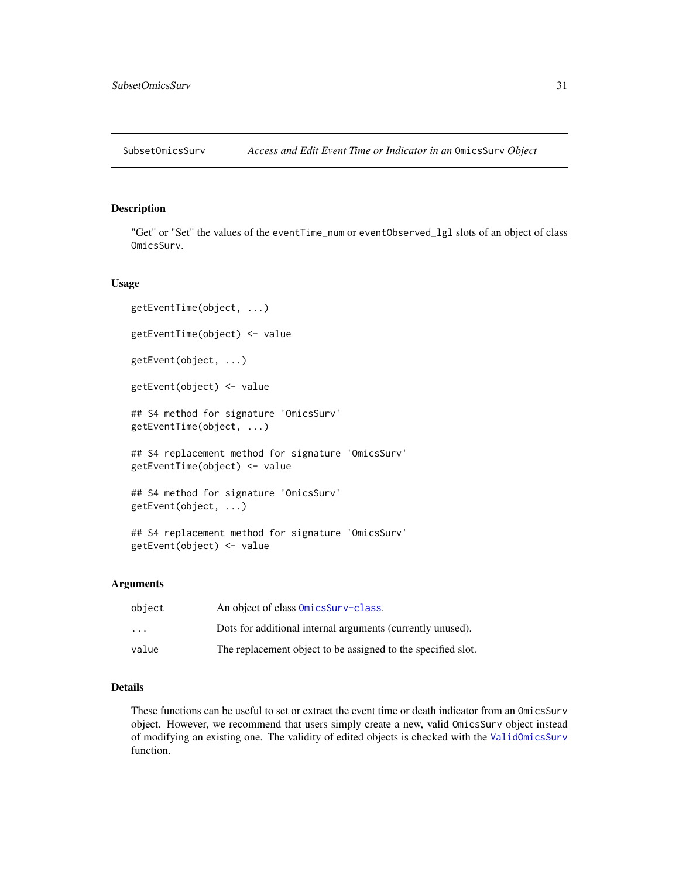SubsetOmicsSurv — *Access and Edit Event Time or Indicator in an* `OmicsSurv` *Object*

## Description

"Get" or "Set" the values of the `eventTime_num` or `eventObserved_lgl` slots of an object of class `OmicsSurv`.

## Usage

```
getEventTime(object, ...)

getEventTime(object) <- value

getEvent(object, ...)

getEvent(object) <- value

## S4 method for signature 'OmicsSurv'
getEventTime(object, ...)

## S4 replacement method for signature 'OmicsSurv'
getEventTime(object) <- value

## S4 method for signature 'OmicsSurv'
getEvent(object, ...)

## S4 replacement method for signature 'OmicsSurv'
getEvent(object) <- value
```

## Arguments

| | |
|---|---|
| `object` | An object of class `OmicsSurv-class`. |
| `...` | Dots for additional internal arguments (currently unused). |
| `value` | The replacement object to be assigned to the specified slot. |

## Details

These functions can be useful to set or extract the event time or death indicator from an `OmicsSurv` object. However, we recommend that users simply create a new, valid `OmicsSurv` object instead of modifying an existing one. The validity of edited objects is checked with the `ValidOmicsSurv` function.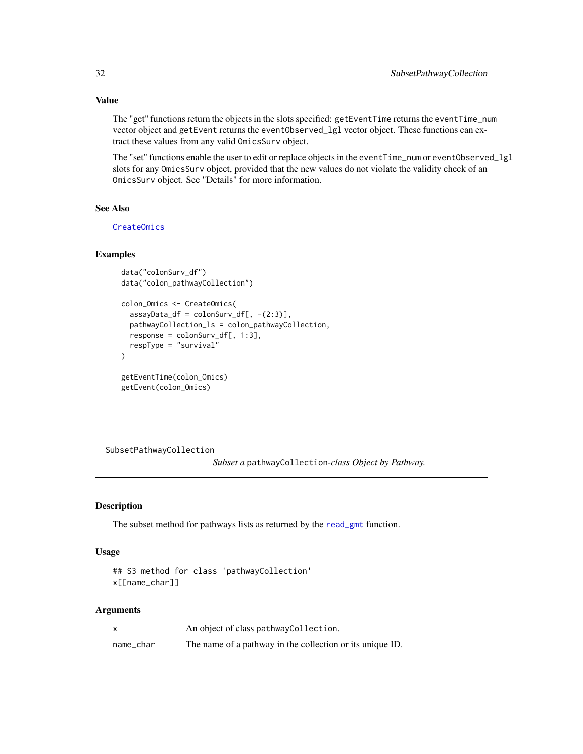### Value

The "get" functions return the objects in the slots specified: `getEventTime` returns the `eventTime_num` vector object and `getEvent` returns the `eventObserved_lgl` vector object. These functions can extract these values from any valid `OmicsSurv` object.

The "set" functions enable the user to edit or replace objects in the `eventTime_num` or `eventObserved_lgl` slots for any `OmicsSurv` object, provided that the new values do not violate the validity check of an `OmicsSurv` object. See "Details" for more information.

### See Also

`CreateOmics`

### Examples

```
data("colonSurv_df")
data("colon_pathwayCollection")

colon_Omics <- CreateOmics(
  assayData_df = colonSurv_df[, -(2:3)],
  pathwayCollection_ls = colon_pathwayCollection,
  response = colonSurv_df[, 1:3],
  respType = "survival"
)

getEventTime(colon_Omics)
getEvent(colon_Omics)
```

---

## SubsetPathwayCollection — *Subset a* `pathwayCollection`*-class Object by Pathway.*

---

### Description

The subset method for pathways lists as returned by the `read_gmt` function.

### Usage

```
## S3 method for class 'pathwayCollection'
x[[name_char]]
```

### Arguments

| | |
|---|---|
| `x` | An object of class `pathwayCollection`. |
| `name_char` | The name of a pathway in the collection or its unique ID. |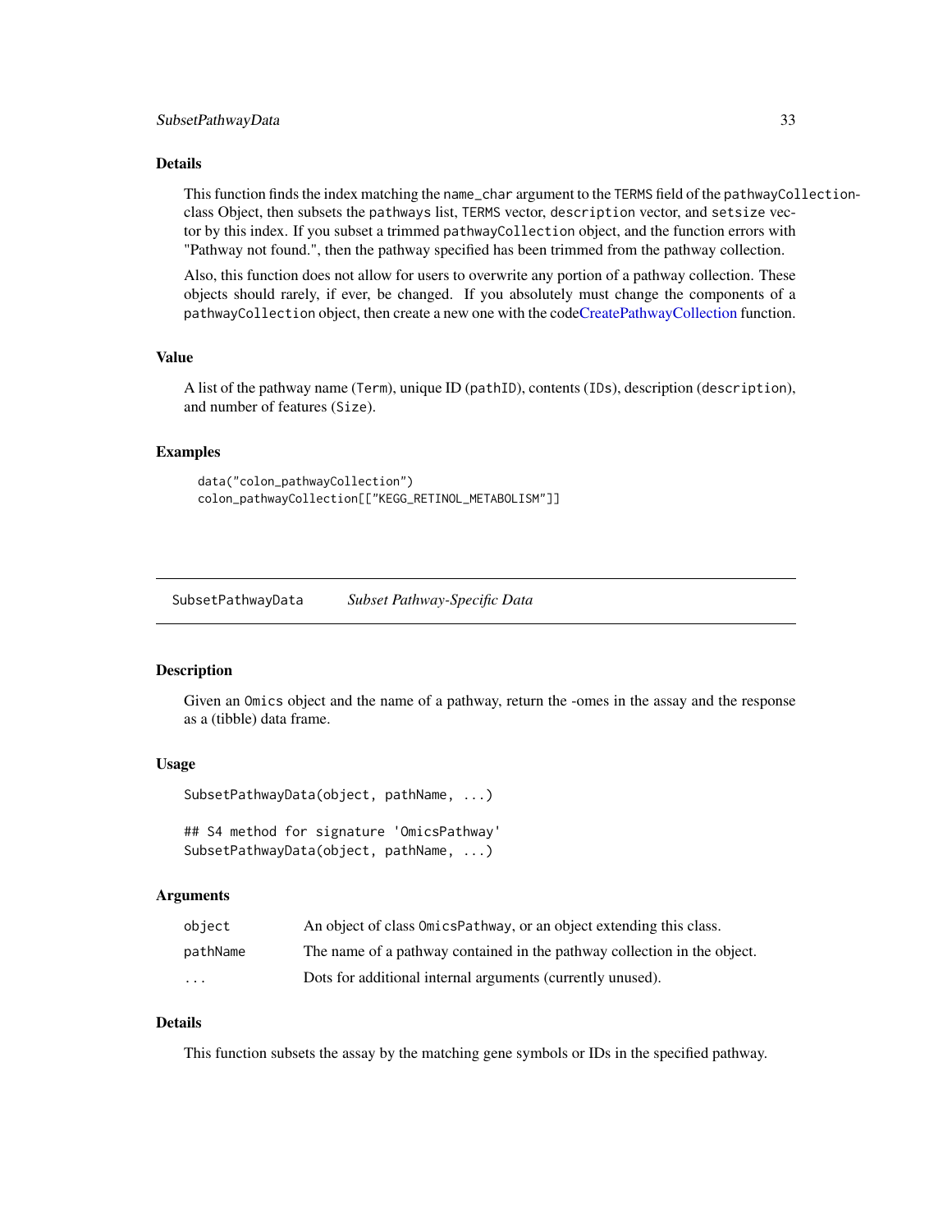### Details

This function finds the index matching the `name_char` argument to the `TERMS` field of the `pathwayCollection`-class Object, then subsets the `pathways` list, `TERMS` vector, `description` vector, and `setsize` vector by this index. If you subset a trimmed `pathwayCollection` object, and the function errors with "Pathway not found.", then the pathway specified has been trimmed from the pathway collection.

Also, this function does not allow for users to overwrite any portion of a pathway collection. These objects should rarely, if ever, be changed. If you absolutely must change the components of a `pathwayCollection` object, then create a new one with the codeCreatePathwayCollection function.

### Value

A list of the pathway name (`Term`), unique ID (`pathID`), contents (`IDs`), description (`description`), and number of features (`Size`).

### Examples

```
data("colon_pathwayCollection")
colon_pathwayCollection[["KEGG_RETINOL_METABOLISM"]]
```

---

## SubsetPathwayData — *Subset Pathway-Specific Data*

### Description

Given an `Omics` object and the name of a pathway, return the -omes in the assay and the response as a (tibble) data frame.

### Usage

```
SubsetPathwayData(object, pathName, ...)

## S4 method for signature 'OmicsPathway'
SubsetPathwayData(object, pathName, ...)
```

### Arguments

| | |
|---|---|
| `object` | An object of class `OmicsPathway`, or an object extending this class. |
| `pathName` | The name of a pathway contained in the pathway collection in the object. |
| `...` | Dots for additional internal arguments (currently unused). |

### Details

This function subsets the assay by the matching gene symbols or IDs in the specified pathway.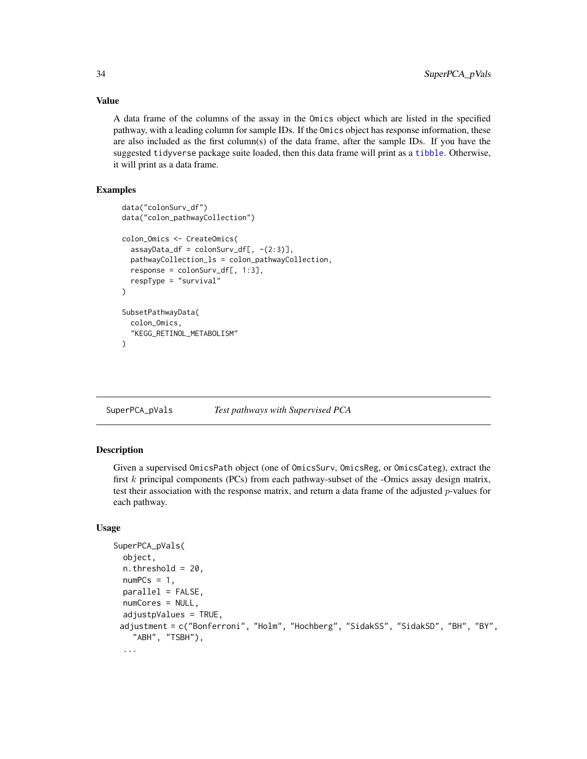## Value

A data frame of the columns of the assay in the `Omics` object which are listed in the specified pathway, with a leading column for sample IDs. If the `Omics` object has response information, these are also included as the first column(s) of the data frame, after the sample IDs. If you have the suggested `tidyverse` package suite loaded, then this data frame will print as a `tibble`. Otherwise, it will print as a data frame.

## Examples

```
data("colonSurv_df")
data("colon_pathwayCollection")

colon_Omics <- CreateOmics(
  assayData_df = colonSurv_df[, -(2:3)],
  pathwayCollection_ls = colon_pathwayCollection,
  response = colonSurv_df[, 1:3],
  respType = "survival"
)

SubsetPathwayData(
  colon_Omics,
  "KEGG_RETINOL_METABOLISM"
)
```

---

# SuperPCA_pVals *Test pathways with Supervised PCA*

---

## Description

Given a supervised `OmicsPath` object (one of `OmicsSurv`, `OmicsReg`, or `OmicsCateg`), extract the first $k$ principal components (PCs) from each pathway-subset of the -Omics assay design matrix, test their association with the response matrix, and return a data frame of the adjusted $p$-values for each pathway.

## Usage

```
SuperPCA_pVals(
  object,
  n.threshold = 20,
  numPCs = 1,
  parallel = FALSE,
  numCores = NULL,
  adjustpValues = TRUE,
  adjustment = c("Bonferroni", "Holm", "Hochberg", "SidakSS", "SidakSD", "BH", "BY",
    "ABH", "TSBH"),
  ...
```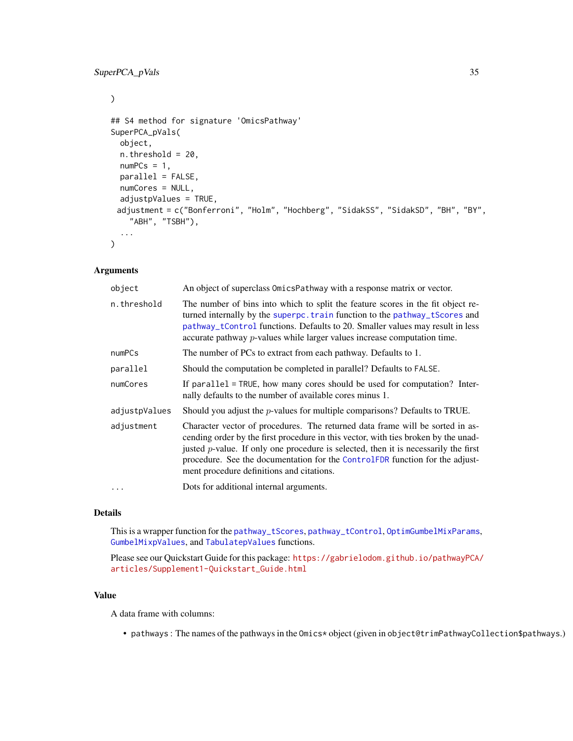```
)

## S4 method for signature 'OmicsPathway'
SuperPCA_pVals(
  object,
  n.threshold = 20,
  numPCs = 1,
  parallel = FALSE,
  numCores = NULL,
  adjustpValues = TRUE,
  adjustment = c("Bonferroni", "Holm", "Hochberg", "SidakSS", "SidakSD", "BH", "BY",
    "ABH", "TSBH"),
  ...
)
```

## Arguments

| | |
|---|---|
| `object` | An object of superclass `OmicsPathway` with a response matrix or vector. |
| `n.threshold` | The number of bins into which to split the feature scores in the fit object returned internally by the `superpc.train` function to the `pathway_tScores` and `pathway_tControl` functions. Defaults to 20. Smaller values may result in less accurate pathway $p$-values while larger values increase computation time. |
| `numPCs` | The number of PCs to extract from each pathway. Defaults to 1. |
| `parallel` | Should the computation be completed in parallel? Defaults to `FALSE`. |
| `numCores` | If `parallel = TRUE`, how many cores should be used for computation? Internally defaults to the number of available cores minus 1. |
| `adjustpValues` | Should you adjust the $p$-values for multiple comparisons? Defaults to TRUE. |
| `adjustment` | Character vector of procedures. The returned data frame will be sorted in ascending order by the first procedure in this vector, with ties broken by the unadjusted $p$-value. If only one procedure is selected, then it is necessarily the first procedure. See the documentation for the `ControlFDR` function for the adjustment procedure definitions and citations. |
| `...` | Dots for additional internal arguments. |

## Details

This is a wrapper function for the `pathway_tScores`, `pathway_tControl`, `OptimGumbelMixParams`, `GumbelMixpValues`, and `TabulatepValues` functions.

Please see our Quickstart Guide for this package: https://gabrielodom.github.io/pathwayPCA/articles/Supplement1-Quickstart_Guide.html

## Value

A data frame with columns:

- `pathways` : The names of the pathways in the `Omics*` object (given in `object@trimPathwayCollection$pathways`.)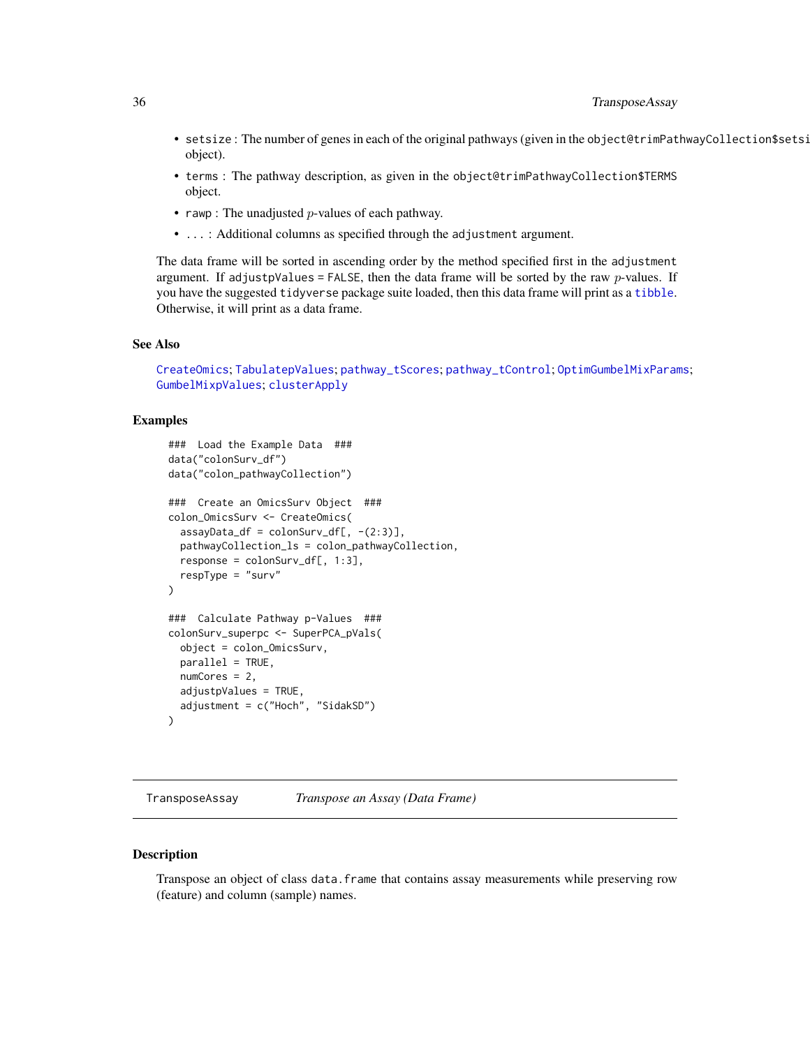- `setsize` : The number of genes in each of the original pathways (given in the `object@trimPathwayCollection$setsize` object).
- `terms` : The pathway description, as given in the `object@trimPathwayCollection$TERMS` object.
- `rawp` : The unadjusted $p$-values of each pathway.
- `...` : Additional columns as specified through the `adjustment` argument.

The data frame will be sorted in ascending order by the method specified first in the `adjustment` argument. If `adjustpValues = FALSE`, then the data frame will be sorted by the raw $p$-values. If you have the suggested `tidyverse` package suite loaded, then this data frame will print as a `tibble`. Otherwise, it will print as a data frame.

## See Also

`CreateOmics`; `TabulatepValues`; `pathway_tScores`; `pathway_tControl`; `OptimGumbelMixParams`; `GumbelMixpValues`; `clusterApply`

## Examples

```
###  Load the Example Data  ###
data("colonSurv_df")
data("colon_pathwayCollection")

###  Create an OmicsSurv Object  ###
colon_OmicsSurv <- CreateOmics(
  assayData_df = colonSurv_df[, -(2:3)],
  pathwayCollection_ls = colon_pathwayCollection,
  response = colonSurv_df[, 1:3],
  respType = "surv"
)

###  Calculate Pathway p-Values  ###
colonSurv_superpc <- SuperPCA_pVals(
  object = colon_OmicsSurv,
  parallel = TRUE,
  numCores = 2,
  adjustpValues = TRUE,
  adjustment = c("Hoch", "SidakSD")
)
```

---

# TransposeAssay — *Transpose an Assay (Data Frame)*

## Description

Transpose an object of class `data.frame` that contains assay measurements while preserving row (feature) and column (sample) names.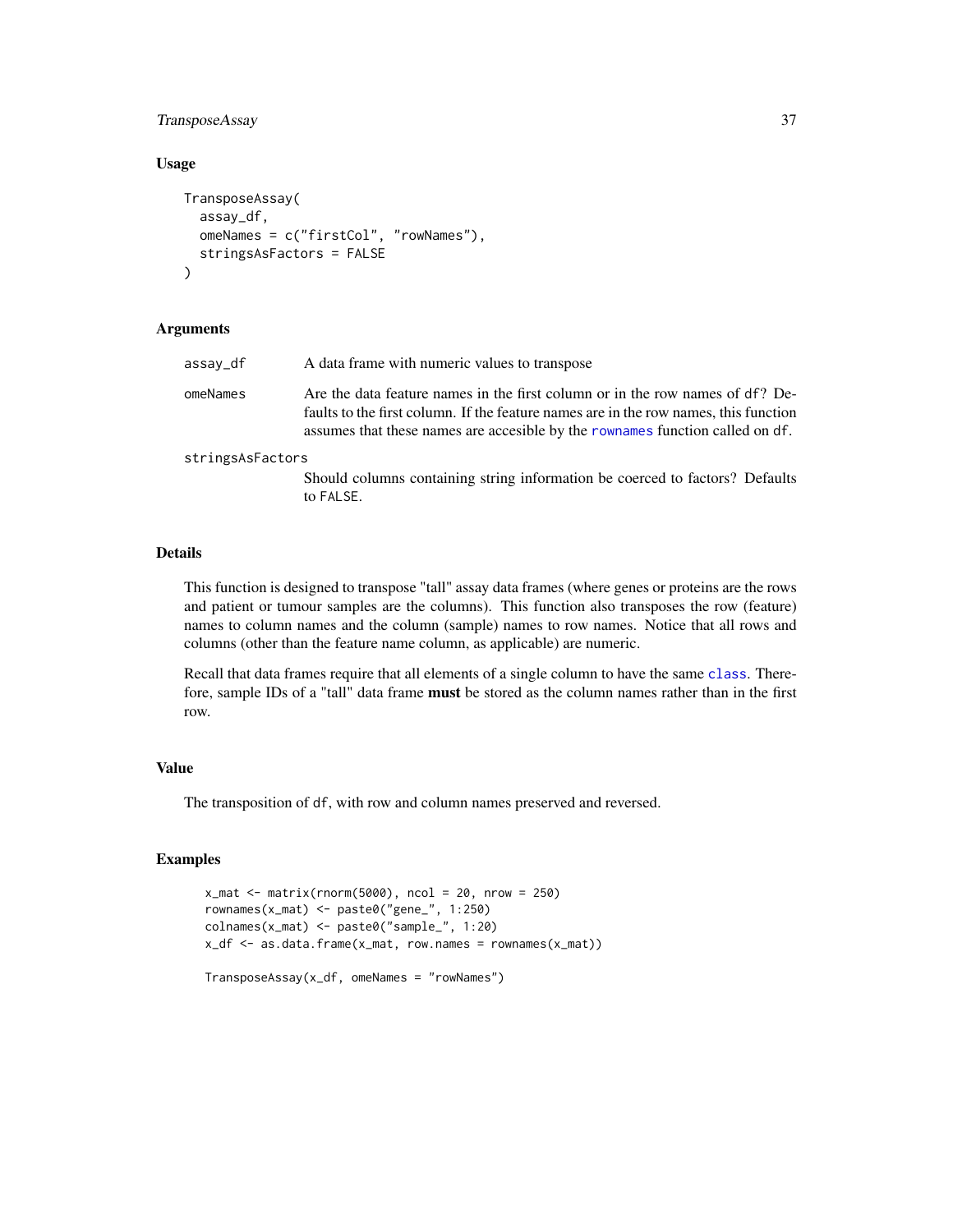### Usage

```
TransposeAssay(
  assay_df,
  omeNames = c("firstCol", "rowNames"),
  stringsAsFactors = FALSE
)
```

### Arguments

| | |
|---|---|
| assay_df | A data frame with numeric values to transpose |
| omeNames | Are the data feature names in the first column or in the row names of df? Defaults to the first column. If the feature names are in the row names, this function assumes that these names are accesible by the rownames function called on df. |
| stringsAsFactors | Should columns containing string information be coerced to factors? Defaults to FALSE. |

### Details

This function is designed to transpose "tall" assay data frames (where genes or proteins are the rows and patient or tumour samples are the columns). This function also transposes the row (feature) names to column names and the column (sample) names to row names. Notice that all rows and columns (other than the feature name column, as applicable) are numeric.

Recall that data frames require that all elements of a single column to have the same class. Therefore, sample IDs of a "tall" data frame **must** be stored as the column names rather than in the first row.

### Value

The transposition of df, with row and column names preserved and reversed.

### Examples

```
x_mat <- matrix(rnorm(5000), ncol = 20, nrow = 250)
rownames(x_mat) <- paste0("gene_", 1:250)
colnames(x_mat) <- paste0("sample_", 1:20)
x_df <- as.data.frame(x_mat, row.names = rownames(x_mat))

TransposeAssay(x_df, omeNames = "rowNames")
```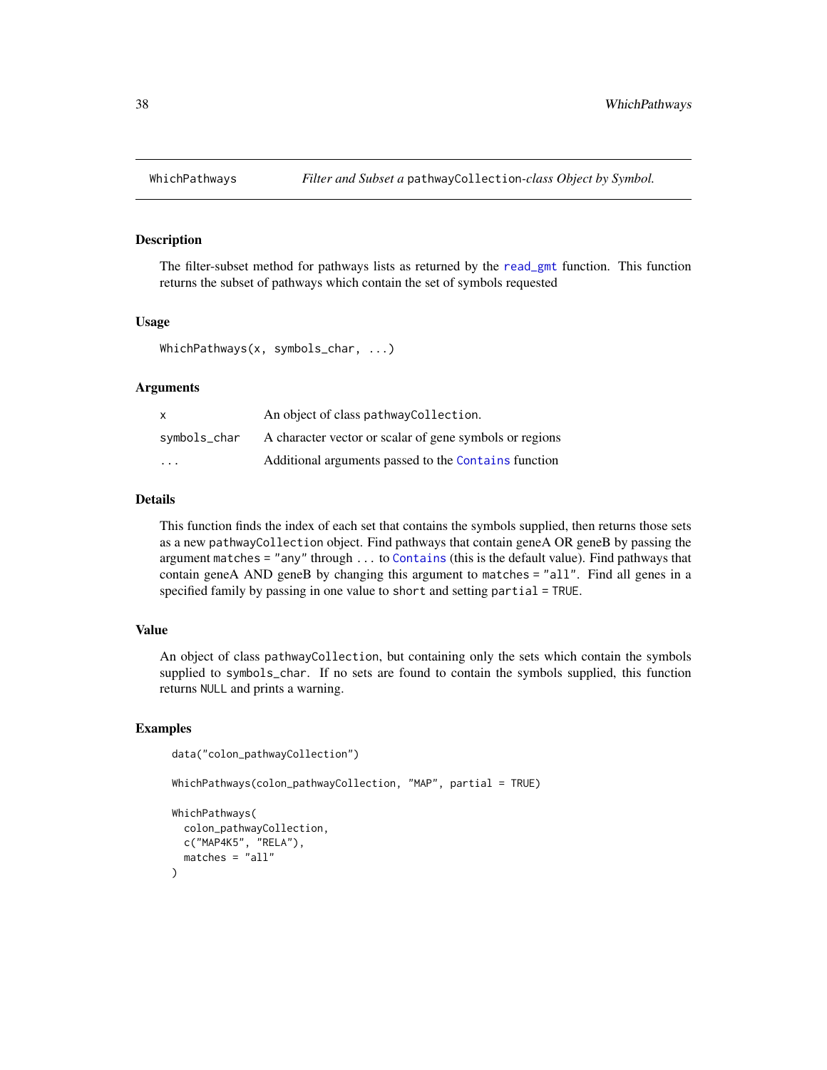WhichPathways *Filter and Subset a* `pathwayCollection`*-class Object by Symbol.*

## Description

The filter-subset method for pathways lists as returned by the `read_gmt` function. This function returns the subset of pathways which contain the set of symbols requested

## Usage

```
WhichPathways(x, symbols_char, ...)
```

## Arguments

| | |
|---|---|
| `x` | An object of class `pathwayCollection`. |
| `symbols_char` | A character vector or scalar of gene symbols or regions |
| `...` | Additional arguments passed to the `Contains` function |

## Details

This function finds the index of each set that contains the symbols supplied, then returns those sets as a new `pathwayCollection` object. Find pathways that contain geneA OR geneB by passing the argument `matches = "any"` through `...` to `Contains` (this is the default value). Find pathways that contain geneA AND geneB by changing this argument to `matches = "all"`. Find all genes in a specified family by passing in one value to `short` and setting `partial = TRUE`.

## Value

An object of class `pathwayCollection`, but containing only the sets which contain the symbols supplied to `symbols_char`. If no sets are found to contain the symbols supplied, this function returns `NULL` and prints a warning.

## Examples

```
data("colon_pathwayCollection")

WhichPathways(colon_pathwayCollection, "MAP", partial = TRUE)

WhichPathways(
  colon_pathwayCollection,
  c("MAP4K5", "RELA"),
  matches = "all"
)
```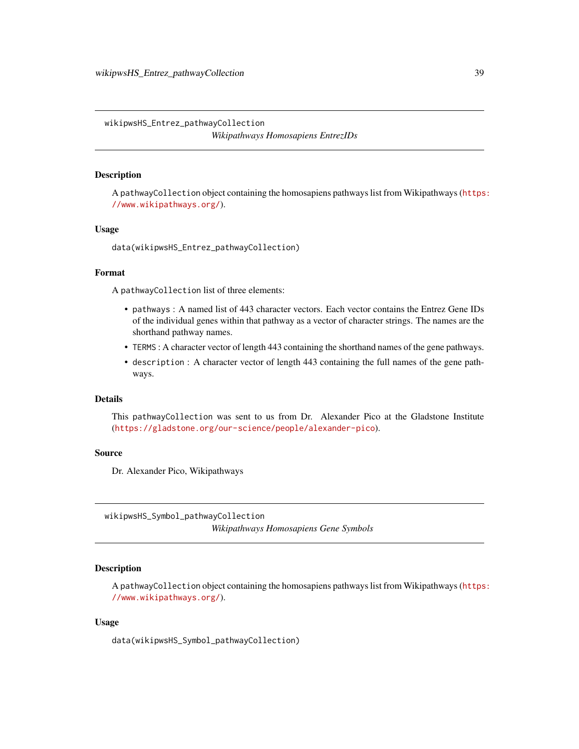## wikipwsHS_Entrez_pathwayCollection

*Wikipathways Homosapiens EntrezIDs*

### Description

A `pathwayCollection` object containing the homosapiens pathways list from Wikipathways (https://www.wikipathways.org/).

### Usage

```
data(wikipwsHS_Entrez_pathwayCollection)
```

### Format

A `pathwayCollection` list of three elements:

- `pathways` : A named list of 443 character vectors. Each vector contains the Entrez Gene IDs of the individual genes within that pathway as a vector of character strings. The names are the shorthand pathway names.
- `TERMS` : A character vector of length 443 containing the shorthand names of the gene pathways.
- `description` : A character vector of length 443 containing the full names of the gene pathways.

### Details

This `pathwayCollection` was sent to us from Dr. Alexander Pico at the Gladstone Institute (https://gladstone.org/our-science/people/alexander-pico).

### Source

Dr. Alexander Pico, Wikipathways

## wikipwsHS_Symbol_pathwayCollection

*Wikipathways Homosapiens Gene Symbols*

### Description

A `pathwayCollection` object containing the homosapiens pathways list from Wikipathways (https://www.wikipathways.org/).

### Usage

```
data(wikipwsHS_Symbol_pathwayCollection)
```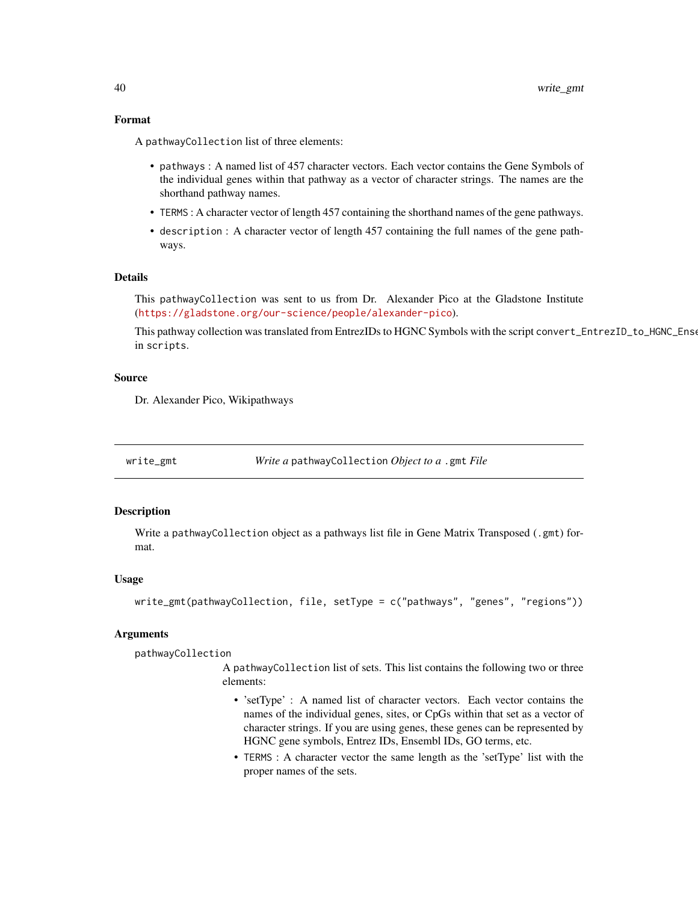## Format

A `pathwayCollection` list of three elements:

- `pathways` : A named list of 457 character vectors. Each vector contains the Gene Symbols of the individual genes within that pathway as a vector of character strings. The names are the shorthand pathway names.
- `TERMS` : A character vector of length 457 containing the shorthand names of the gene pathways.
- `description` : A character vector of length 457 containing the full names of the gene pathways.

## Details

This `pathwayCollection` was sent to us from Dr. Alexander Pico at the Gladstone Institute (https://gladstone.org/our-science/people/alexander-pico).

This pathway collection was translated from EntrezIDs to HGNC Symbols with the script `convert_EntrezID_to_HGNC_Ense` in `scripts`.

## Source

Dr. Alexander Pico, Wikipathways

---

`write_gmt` *Write a* `pathwayCollection` *Object to a* `.gmt` *File*

---

## Description

Write a `pathwayCollection` object as a pathways list file in Gene Matrix Transposed (`.gmt`) format.

## Usage

```
write_gmt(pathwayCollection, file, setType = c("pathways", "genes", "regions"))
```

## Arguments

`pathwayCollection`

A `pathwayCollection` list of sets. This list contains the following two or three elements:

- 'setType' : A named list of character vectors. Each vector contains the names of the individual genes, sites, or CpGs within that set as a vector of character strings. If you are using genes, these genes can be represented by HGNC gene symbols, Entrez IDs, Ensembl IDs, GO terms, etc.
- `TERMS` : A character vector the same length as the 'setType' list with the proper names of the sets.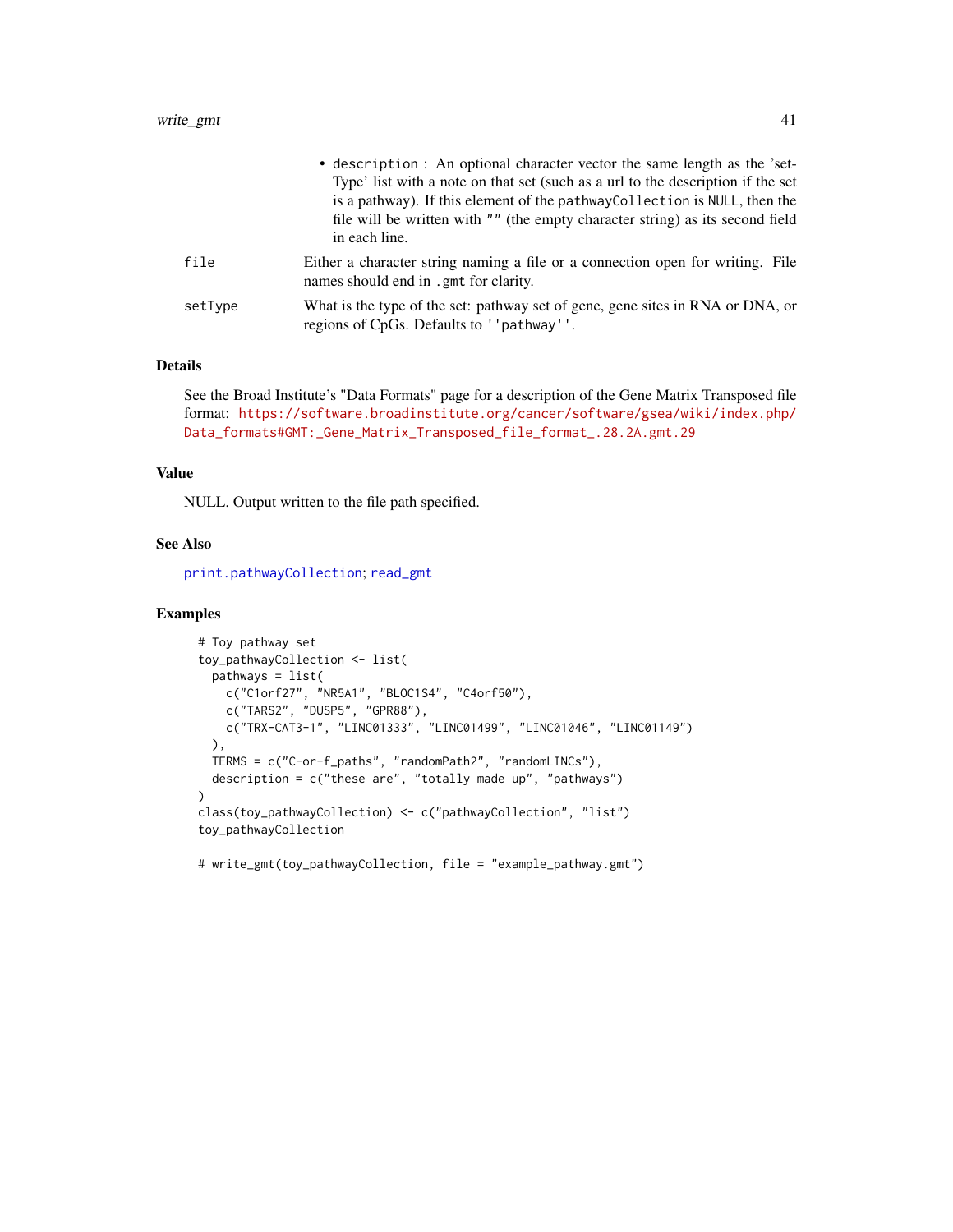- `description` : An optional character vector the same length as the 'setType' list with a note on that set (such as a url to the description if the set is a pathway). If this element of the `pathwayCollection` is `NULL`, then the file will be written with `""` (the empty character string) as its second field in each line.

`file` Either a character string naming a file or a connection open for writing. File names should end in `.gmt` for clarity.

`setType` What is the type of the set: pathway set of gene, gene sites in RNA or DNA, or regions of CpGs. Defaults to `''pathway''`.

## Details

See the Broad Institute's "Data Formats" page for a description of the Gene Matrix Transposed file format: https://software.broadinstitute.org/cancer/software/gsea/wiki/index.php/Data_formats#GMT:_Gene_Matrix_Transposed_file_format_.28.2A.gmt.29

## Value

NULL. Output written to the file path specified.

## See Also

print.pathwayCollection; read_gmt

## Examples

```
# Toy pathway set
toy_pathwayCollection <- list(
  pathways = list(
    c("C1orf27", "NR5A1", "BLOC1S4", "C4orf50"),
    c("TARS2", "DUSP5", "GPR88"),
    c("TRX-CAT3-1", "LINC01333", "LINC01499", "LINC01046", "LINC01149")
  ),
  TERMS = c("C-or-f_paths", "randomPath2", "randomLINCs"),
  description = c("these are", "totally made up", "pathways")
)
class(toy_pathwayCollection) <- c("pathwayCollection", "list")
toy_pathwayCollection

# write_gmt(toy_pathwayCollection, file = "example_pathway.gmt")
```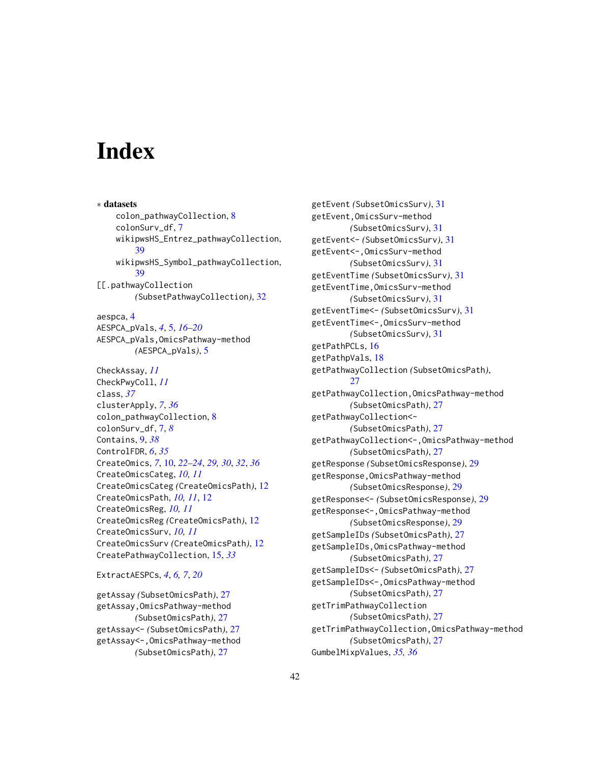# Index

∗ **datasets**
colon_pathwayCollection, 8
colonSurv_df, 7
wikipwsHS_Entrez_pathwayCollection, 39
wikipwsHS_Symbol_pathwayCollection, 39

[[.pathwayCollection *(*SubsetPathwayCollection*)*, 32

aespca, 4
AESPCA_pVals, *4*, 5, *16–20*
AESPCA_pVals,OmicsPathway-method *(*AESPCA_pVals*)*, 5

CheckAssay, *11*
CheckPwyColl, *11*
class, *37*
clusterApply, *7*, *36*
colon_pathwayCollection, 8
colonSurv_df, 7, *8*
Contains, 9, *38*
ControlFDR, *6*, *35*
CreateOmics, *7*, 10, *22–24*, *29, 30*, *32*, *36*
CreateOmicsCateg, *10, 11*
CreateOmicsCateg *(*CreateOmicsPath*)*, 12
CreateOmicsPath, *10, 11*, 12
CreateOmicsReg, *10, 11*
CreateOmicsReg *(*CreateOmicsPath*)*, 12
CreateOmicsSurv, *10, 11*
CreateOmicsSurv *(*CreateOmicsPath*)*, 12
CreatePathwayCollection, 15, *33*

ExtractAESPCs, *4*, *6, 7*, *20*

getAssay *(*SubsetOmicsPath*)*, 27
getAssay,OmicsPathway-method *(*SubsetOmicsPath*)*, 27
getAssay<- *(*SubsetOmicsPath*)*, 27
getAssay<-,OmicsPathway-method *(*SubsetOmicsPath*)*, 27
getEvent *(*SubsetOmicsSurv*)*, 31
getEvent,OmicsSurv-method *(*SubsetOmicsSurv*)*, 31
getEvent<- *(*SubsetOmicsSurv*)*, 31
getEvent<-,OmicsSurv-method *(*SubsetOmicsSurv*)*, 31
getEventTime *(*SubsetOmicsSurv*)*, 31
getEventTime,OmicsSurv-method *(*SubsetOmicsSurv*)*, 31
getEventTime<- *(*SubsetOmicsSurv*)*, 31
getEventTime<-,OmicsSurv-method *(*SubsetOmicsSurv*)*, 31
getPathPCLs, 16
getPathpVals, 18
getPathwayCollection *(*SubsetOmicsPath*)*, 27
getPathwayCollection,OmicsPathway-method *(*SubsetOmicsPath*)*, 27
getPathwayCollection<- *(*SubsetOmicsPath*)*, 27
getPathwayCollection<-,OmicsPathway-method *(*SubsetOmicsPath*)*, 27
getResponse *(*SubsetOmicsResponse*)*, 29
getResponse,OmicsPathway-method *(*SubsetOmicsResponse*)*, 29
getResponse<- *(*SubsetOmicsResponse*)*, 29
getResponse<-,OmicsPathway-method *(*SubsetOmicsResponse*)*, 29
getSampleIDs *(*SubsetOmicsPath*)*, 27
getSampleIDs,OmicsPathway-method *(*SubsetOmicsPath*)*, 27
getSampleIDs<- *(*SubsetOmicsPath*)*, 27
getSampleIDs<-,OmicsPathway-method *(*SubsetOmicsPath*)*, 27
getTrimPathwayCollection *(*SubsetOmicsPath*)*, 27
getTrimPathwayCollection,OmicsPathway-method *(*SubsetOmicsPath*)*, 27
GumbelMixpValues, *35, 36*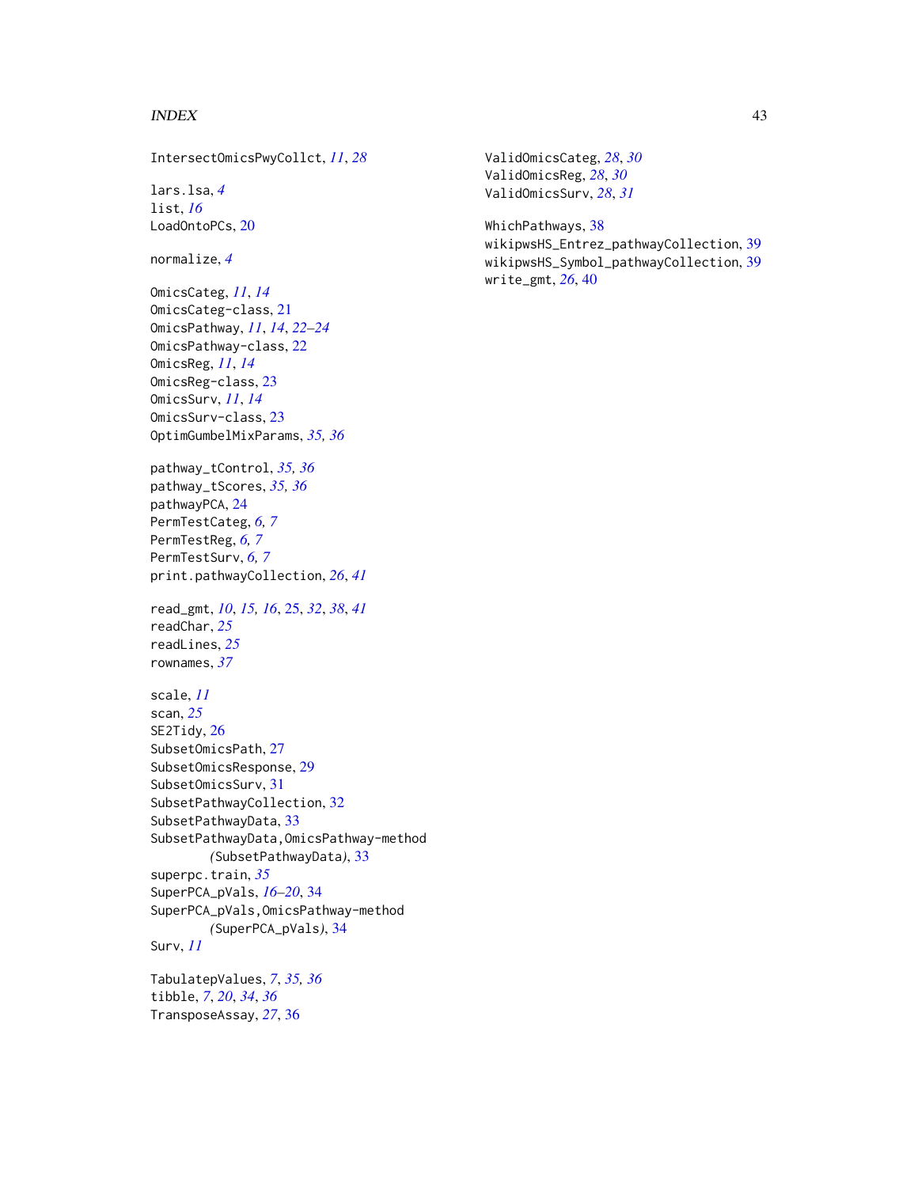IntersectOmicsPwyCollct, *11*, *28*

lars.lsa, *4*
list, *16*
LoadOntoPCs, 20

normalize, *4*

OmicsCateg, *11*, *14*
OmicsCateg-class, 21
OmicsPathway, *11*, *14*, *22–24*
OmicsPathway-class, 22
OmicsReg, *11*, *14*
OmicsReg-class, 23
OmicsSurv, *11*, *14*
OmicsSurv-class, 23
OptimGumbelMixParams, *35, 36*

pathway_tControl, *35, 36*
pathway_tScores, *35, 36*
pathwayPCA, 24
PermTestCateg, *6, 7*
PermTestReg, *6, 7*
PermTestSurv, *6, 7*
print.pathwayCollection, *26*, *41*

read_gmt, *10*, *15, 16*, 25, *32*, *38*, *41*
readChar, *25*
readLines, *25*
rownames, *37*

scale, *11*
scan, *25*
SE2Tidy, 26
SubsetOmicsPath, 27
SubsetOmicsResponse, 29
SubsetOmicsSurv, 31
SubsetPathwayCollection, 32
SubsetPathwayData, 33
SubsetPathwayData,OmicsPathway-method
        *(*SubsetPathwayData*)*, 33
superpc.train, *35*
SuperPCA_pVals, *16–20*, 34
SuperPCA_pVals,OmicsPathway-method
        *(*SuperPCA_pVals*)*, 34
Surv, *11*

TabulatepValues, *7*, *35, 36*
tibble, *7*, *20*, *34*, *36*
TransposeAssay, *27*, 36

ValidOmicsCateg, *28*, *30*
ValidOmicsReg, *28*, *30*
ValidOmicsSurv, *28*, *31*

WhichPathways, 38
wikipwsHS_Entrez_pathwayCollection, 39
wikipwsHS_Symbol_pathwayCollection, 39
write_gmt, *26*, 40